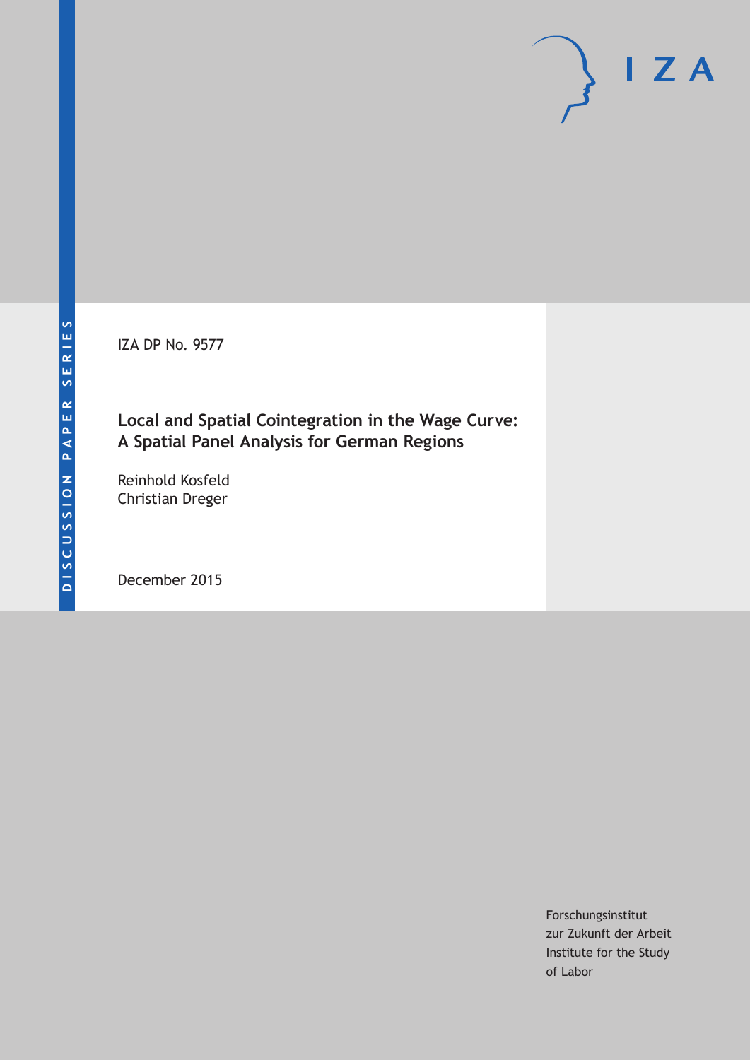DISCUSSION PAPER SERIES

IZA

IZA DP No. 9577

# Local and Spatial Cointegration in the Wage Curve: A Spatial Panel Analysis for German Regions

Reinhold Kosfeld
Christian Dreger

December 2015

Forschungsinstitut
zur Zukunft der Arbeit
Institute for the Study
of Labor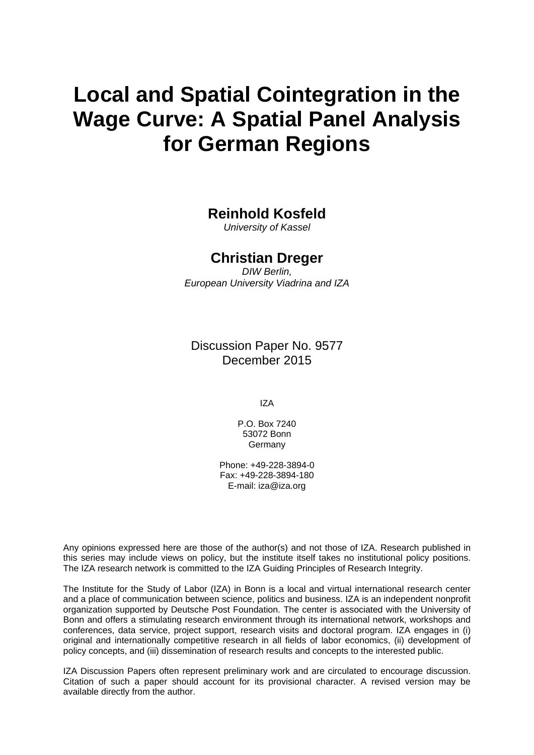# Local and Spatial Cointegration in the Wage Curve: A Spatial Panel Analysis for German Regions

**Reinhold Kosfeld**
*University of Kassel*

**Christian Dreger**
*DIW Berlin,*
*European University Viadrina and IZA*

Discussion Paper No. 9577
December 2015

IZA

P.O. Box 7240
53072 Bonn
Germany

Phone: +49-228-3894-0
Fax: +49-228-3894-180
E-mail: iza@iza.org

Any opinions expressed here are those of the author(s) and not those of IZA. Research published in this series may include views on policy, but the institute itself takes no institutional policy positions. The IZA research network is committed to the IZA Guiding Principles of Research Integrity.

The Institute for the Study of Labor (IZA) in Bonn is a local and virtual international research center and a place of communication between science, politics and business. IZA is an independent nonprofit organization supported by Deutsche Post Foundation. The center is associated with the University of Bonn and offers a stimulating research environment through its international network, workshops and conferences, data service, project support, research visits and doctoral program. IZA engages in (i) original and internationally competitive research in all fields of labor economics, (ii) development of policy concepts, and (iii) dissemination of research results and concepts to the interested public.

IZA Discussion Papers often represent preliminary work and are circulated to encourage discussion. Citation of such a paper should account for its provisional character. A revised version may be available directly from the author.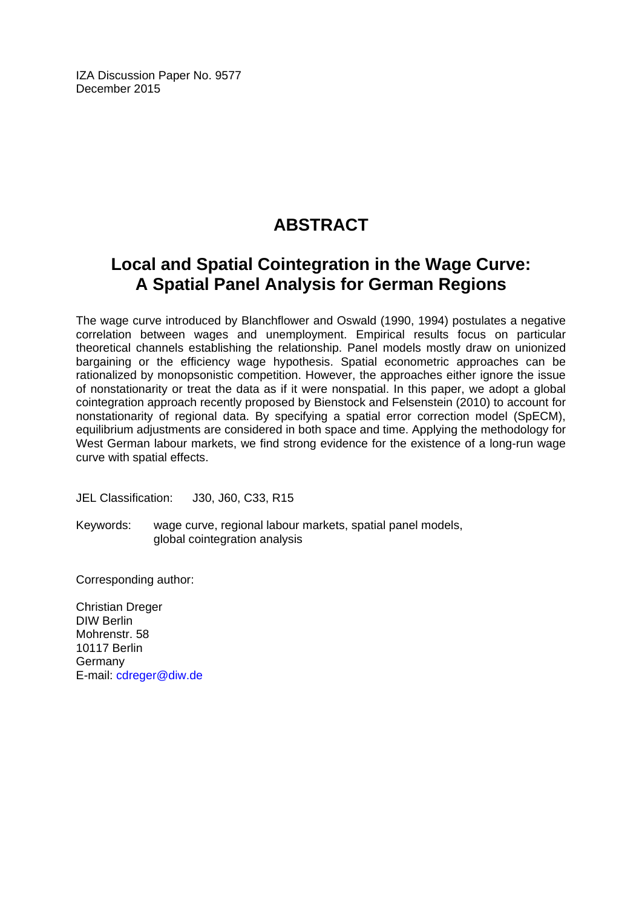IZA Discussion Paper No. 9577
December 2015

# ABSTRACT

## Local and Spatial Cointegration in the Wage Curve: A Spatial Panel Analysis for German Regions

The wage curve introduced by Blanchflower and Oswald (1990, 1994) postulates a negative correlation between wages and unemployment. Empirical results focus on particular theoretical channels establishing the relationship. Panel models mostly draw on unionized bargaining or the efficiency wage hypothesis. Spatial econometric approaches can be rationalized by monopsonistic competition. However, the approaches either ignore the issue of nonstationarity or treat the data as if it were nonspatial. In this paper, we adopt a global cointegration approach recently proposed by Bienstock and Felsenstein (2010) to account for nonstationarity of regional data. By specifying a spatial error correction model (SpECM), equilibrium adjustments are considered in both space and time. Applying the methodology for West German labour markets, we find strong evidence for the existence of a long-run wage curve with spatial effects.

JEL Classification: J30, J60, C33, R15

Keywords: wage curve, regional labour markets, spatial panel models, global cointegration analysis

Corresponding author:

Christian Dreger
DIW Berlin
Mohrenstr. 58
10117 Berlin
Germany
E-mail: cdreger@diw.de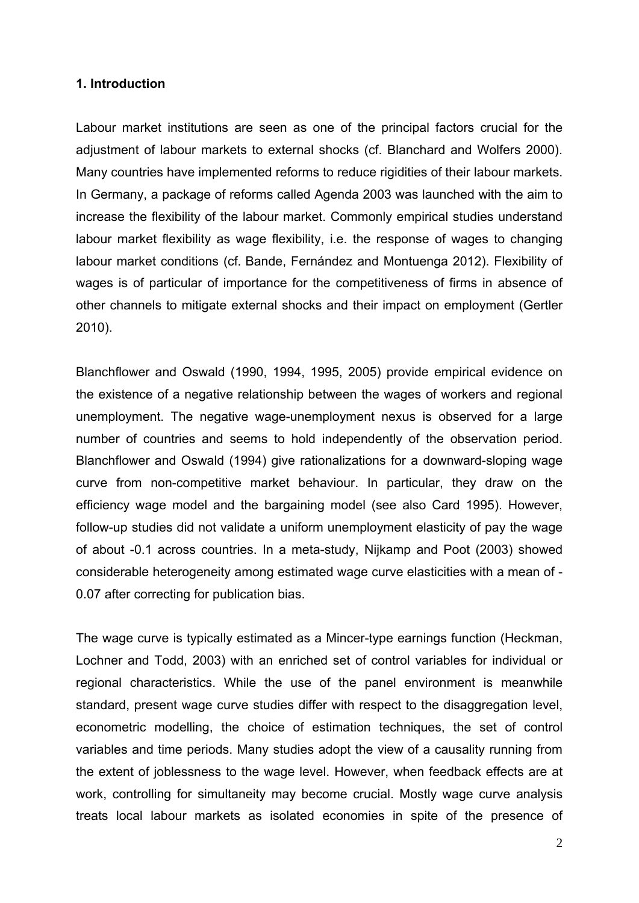## 1. Introduction

Labour market institutions are seen as one of the principal factors crucial for the adjustment of labour markets to external shocks (cf. Blanchard and Wolfers 2000). Many countries have implemented reforms to reduce rigidities of their labour markets. In Germany, a package of reforms called Agenda 2003 was launched with the aim to increase the flexibility of the labour market. Commonly empirical studies understand labour market flexibility as wage flexibility, i.e. the response of wages to changing labour market conditions (cf. Bande, Fernández and Montuenga 2012). Flexibility of wages is of particular of importance for the competitiveness of firms in absence of other channels to mitigate external shocks and their impact on employment (Gertler 2010).

Blanchflower and Oswald (1990, 1994, 1995, 2005) provide empirical evidence on the existence of a negative relationship between the wages of workers and regional unemployment. The negative wage-unemployment nexus is observed for a large number of countries and seems to hold independently of the observation period. Blanchflower and Oswald (1994) give rationalizations for a downward-sloping wage curve from non-competitive market behaviour. In particular, they draw on the efficiency wage model and the bargaining model (see also Card 1995). However, follow-up studies did not validate a uniform unemployment elasticity of pay the wage of about -0.1 across countries. In a meta-study, Nijkamp and Poot (2003) showed considerable heterogeneity among estimated wage curve elasticities with a mean of -0.07 after correcting for publication bias.

The wage curve is typically estimated as a Mincer-type earnings function (Heckman, Lochner and Todd, 2003) with an enriched set of control variables for individual or regional characteristics. While the use of the panel environment is meanwhile standard, present wage curve studies differ with respect to the disaggregation level, econometric modelling, the choice of estimation techniques, the set of control variables and time periods. Many studies adopt the view of a causality running from the extent of joblessness to the wage level. However, when feedback effects are at work, controlling for simultaneity may become crucial. Mostly wage curve analysis treats local labour markets as isolated economies in spite of the presence of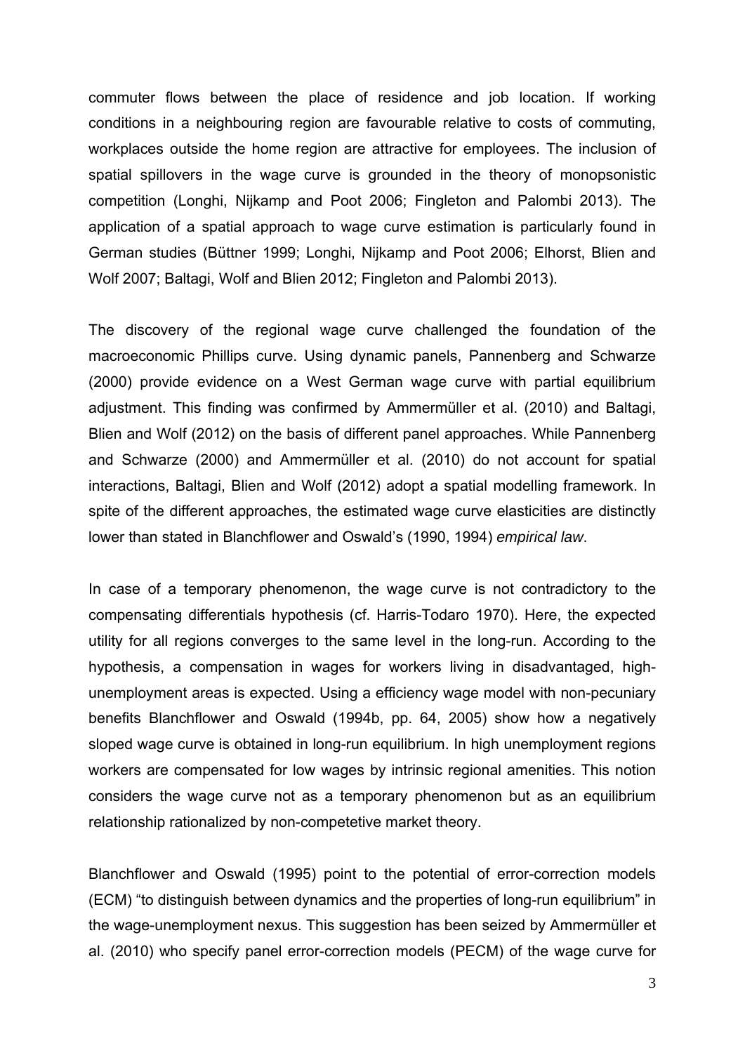commuter flows between the place of residence and job location. If working conditions in a neighbouring region are favourable relative to costs of commuting, workplaces outside the home region are attractive for employees. The inclusion of spatial spillovers in the wage curve is grounded in the theory of monopsonistic competition (Longhi, Nijkamp and Poot 2006; Fingleton and Palombi 2013). The application of a spatial approach to wage curve estimation is particularly found in German studies (Büttner 1999; Longhi, Nijkamp and Poot 2006; Elhorst, Blien and Wolf 2007; Baltagi, Wolf and Blien 2012; Fingleton and Palombi 2013).

The discovery of the regional wage curve challenged the foundation of the macroeconomic Phillips curve. Using dynamic panels, Pannenberg and Schwarze (2000) provide evidence on a West German wage curve with partial equilibrium adjustment. This finding was confirmed by Ammermüller et al. (2010) and Baltagi, Blien and Wolf (2012) on the basis of different panel approaches. While Pannenberg and Schwarze (2000) and Ammermüller et al. (2010) do not account for spatial interactions, Baltagi, Blien and Wolf (2012) adopt a spatial modelling framework. In spite of the different approaches, the estimated wage curve elasticities are distinctly lower than stated in Blanchflower and Oswald's (1990, 1994) *empirical law*.

In case of a temporary phenomenon, the wage curve is not contradictory to the compensating differentials hypothesis (cf. Harris-Todaro 1970). Here, the expected utility for all regions converges to the same level in the long-run. According to the hypothesis, a compensation in wages for workers living in disadvantaged, high-unemployment areas is expected. Using a efficiency wage model with non-pecuniary benefits Blanchflower and Oswald (1994b, pp. 64, 2005) show how a negatively sloped wage curve is obtained in long-run equilibrium. In high unemployment regions workers are compensated for low wages by intrinsic regional amenities. This notion considers the wage curve not as a temporary phenomenon but as an equilibrium relationship rationalized by non-competetive market theory.

Blanchflower and Oswald (1995) point to the potential of error-correction models (ECM) "to distinguish between dynamics and the properties of long-run equilibrium" in the wage-unemployment nexus. This suggestion has been seized by Ammermüller et al. (2010) who specify panel error-correction models (PECM) of the wage curve for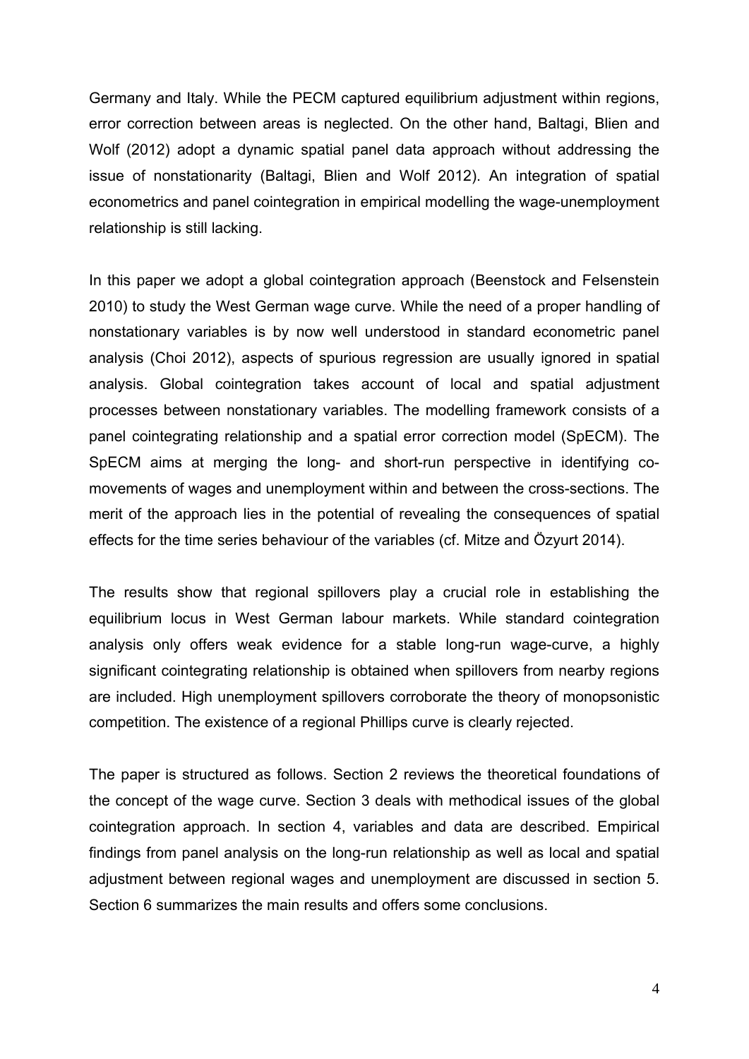Germany and Italy. While the PECM captured equilibrium adjustment within regions, error correction between areas is neglected. On the other hand, Baltagi, Blien and Wolf (2012) adopt a dynamic spatial panel data approach without addressing the issue of nonstationarity (Baltagi, Blien and Wolf 2012). An integration of spatial econometrics and panel cointegration in empirical modelling the wage-unemployment relationship is still lacking.

In this paper we adopt a global cointegration approach (Beenstock and Felsenstein 2010) to study the West German wage curve. While the need of a proper handling of nonstationary variables is by now well understood in standard econometric panel analysis (Choi 2012), aspects of spurious regression are usually ignored in spatial analysis. Global cointegration takes account of local and spatial adjustment processes between nonstationary variables. The modelling framework consists of a panel cointegrating relationship and a spatial error correction model (SpECM). The SpECM aims at merging the long- and short-run perspective in identifying co-movements of wages and unemployment within and between the cross-sections. The merit of the approach lies in the potential of revealing the consequences of spatial effects for the time series behaviour of the variables (cf. Mitze and Özyurt 2014).

The results show that regional spillovers play a crucial role in establishing the equilibrium locus in West German labour markets. While standard cointegration analysis only offers weak evidence for a stable long-run wage-curve, a highly significant cointegrating relationship is obtained when spillovers from nearby regions are included. High unemployment spillovers corroborate the theory of monopsonistic competition. The existence of a regional Phillips curve is clearly rejected.

The paper is structured as follows. Section 2 reviews the theoretical foundations of the concept of the wage curve. Section 3 deals with methodical issues of the global cointegration approach. In section 4, variables and data are described. Empirical findings from panel analysis on the long-run relationship as well as local and spatial adjustment between regional wages and unemployment are discussed in section 5. Section 6 summarizes the main results and offers some conclusions.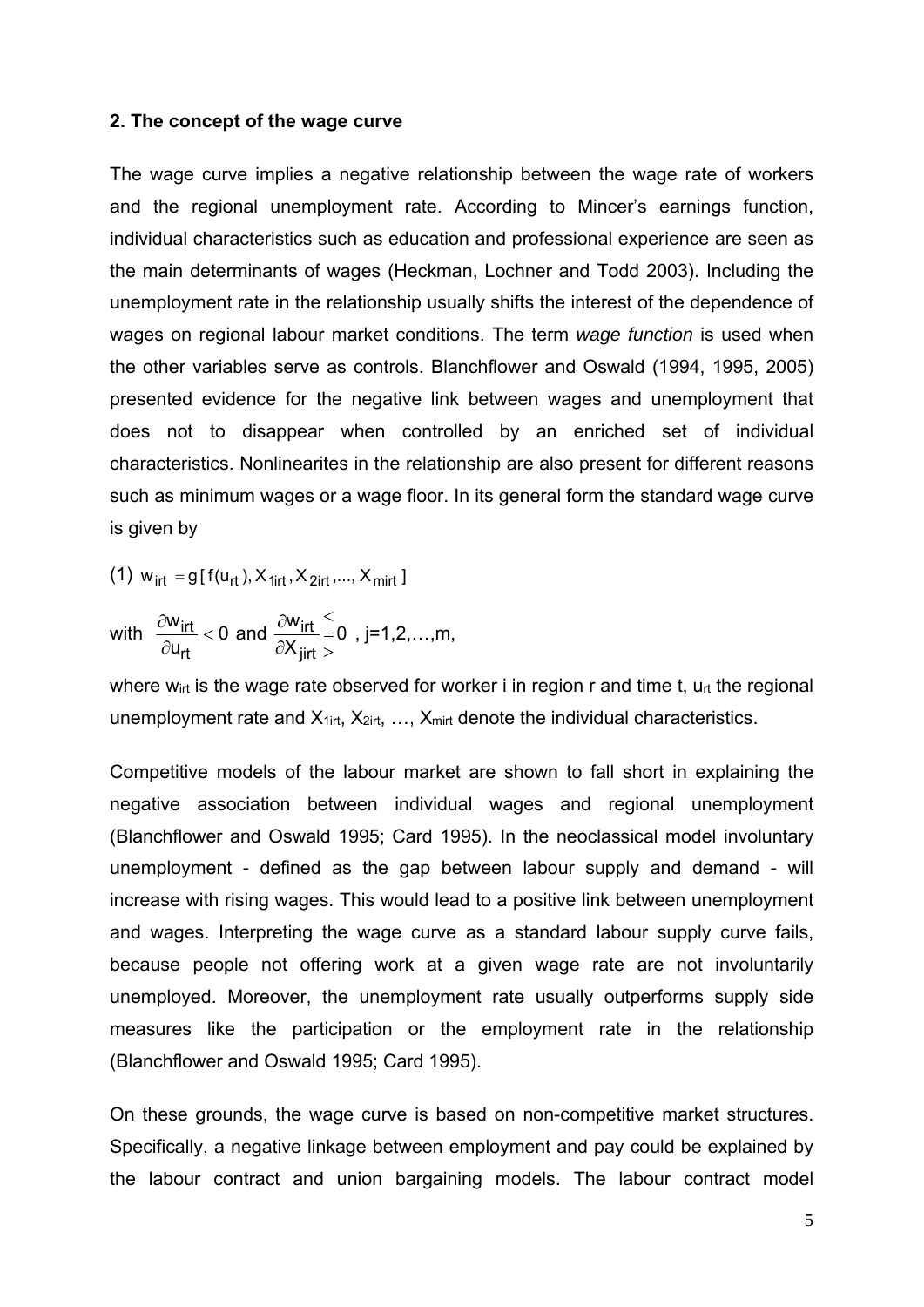## 2. The concept of the wage curve

The wage curve implies a negative relationship between the wage rate of workers and the regional unemployment rate. According to Mincer's earnings function, individual characteristics such as education and professional experience are seen as the main determinants of wages (Heckman, Lochner and Todd 2003). Including the unemployment rate in the relationship usually shifts the interest of the dependence of wages on regional labour market conditions. The term *wage function* is used when the other variables serve as controls. Blanchflower and Oswald (1994, 1995, 2005) presented evidence for the negative link between wages and unemployment that does not to disappear when controlled by an enriched set of individual characteristics. Nonlinearites in the relationship are also present for different reasons such as minimum wages or a wage floor. In its general form the standard wage curve is given by

$$\text{(1)} \quad w_{irt} = g[f(u_{rt}), X_{1irt}, X_{2irt}, ..., X_{mirt}]$$

with $\frac{\partial w_{irt}}{\partial u_{rt}} < 0$ and $\frac{\partial w_{irt}}{\partial X_{jirt}} \lesseqgtr 0$ , j=1,2,…,m,

where $w_{irt}$ is the wage rate observed for worker i in region r and time t, $u_{rt}$ the regional unemployment rate and $X_{1irt}$, $X_{2irt}$, …, $X_{mirt}$ denote the individual characteristics.

Competitive models of the labour market are shown to fall short in explaining the negative association between individual wages and regional unemployment (Blanchflower and Oswald 1995; Card 1995). In the neoclassical model involuntary unemployment - defined as the gap between labour supply and demand - will increase with rising wages. This would lead to a positive link between unemployment and wages. Interpreting the wage curve as a standard labour supply curve fails, because people not offering work at a given wage rate are not involuntarily unemployed. Moreover, the unemployment rate usually outperforms supply side measures like the participation or the employment rate in the relationship (Blanchflower and Oswald 1995; Card 1995).

On these grounds, the wage curve is based on non-competitive market structures. Specifically, a negative linkage between employment and pay could be explained by the labour contract and union bargaining models. The labour contract model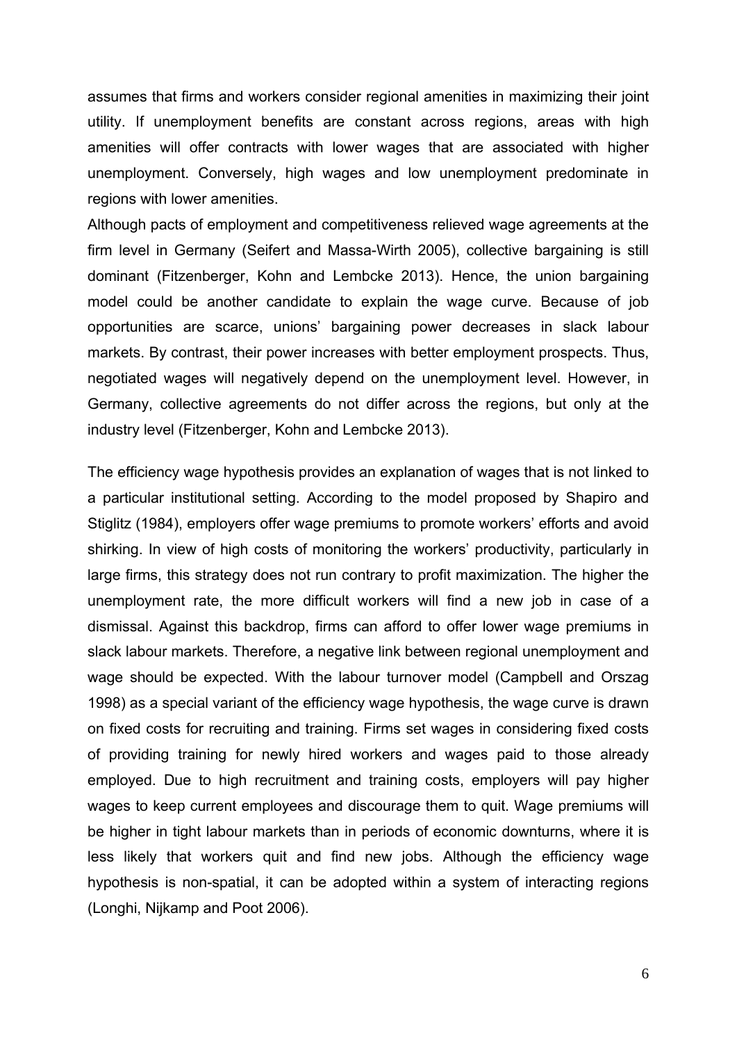assumes that firms and workers consider regional amenities in maximizing their joint utility. If unemployment benefits are constant across regions, areas with high amenities will offer contracts with lower wages that are associated with higher unemployment. Conversely, high wages and low unemployment predominate in regions with lower amenities.

Although pacts of employment and competitiveness relieved wage agreements at the firm level in Germany (Seifert and Massa-Wirth 2005), collective bargaining is still dominant (Fitzenberger, Kohn and Lembcke 2013). Hence, the union bargaining model could be another candidate to explain the wage curve. Because of job opportunities are scarce, unions' bargaining power decreases in slack labour markets. By contrast, their power increases with better employment prospects. Thus, negotiated wages will negatively depend on the unemployment level. However, in Germany, collective agreements do not differ across the regions, but only at the industry level (Fitzenberger, Kohn and Lembcke 2013).

The efficiency wage hypothesis provides an explanation of wages that is not linked to a particular institutional setting. According to the model proposed by Shapiro and Stiglitz (1984), employers offer wage premiums to promote workers' efforts and avoid shirking. In view of high costs of monitoring the workers' productivity, particularly in large firms, this strategy does not run contrary to profit maximization. The higher the unemployment rate, the more difficult workers will find a new job in case of a dismissal. Against this backdrop, firms can afford to offer lower wage premiums in slack labour markets. Therefore, a negative link between regional unemployment and wage should be expected. With the labour turnover model (Campbell and Orszag 1998) as a special variant of the efficiency wage hypothesis, the wage curve is drawn on fixed costs for recruiting and training. Firms set wages in considering fixed costs of providing training for newly hired workers and wages paid to those already employed. Due to high recruitment and training costs, employers will pay higher wages to keep current employees and discourage them to quit. Wage premiums will be higher in tight labour markets than in periods of economic downturns, where it is less likely that workers quit and find new jobs. Although the efficiency wage hypothesis is non-spatial, it can be adopted within a system of interacting regions (Longhi, Nijkamp and Poot 2006).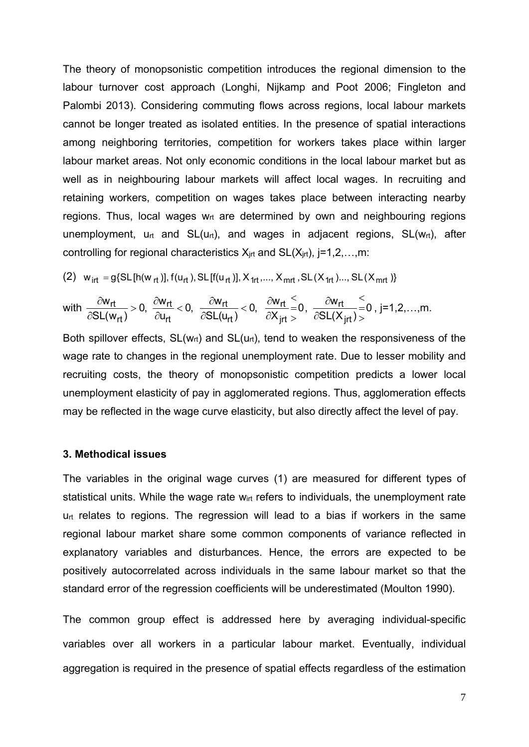The theory of monopsonistic competition introduces the regional dimension to the labour turnover cost approach (Longhi, Nijkamp and Poot 2006; Fingleton and Palombi 2013). Considering commuting flows across regions, local labour markets cannot be longer treated as isolated entities. In the presence of spatial interactions among neighboring territories, competition for workers takes place within larger labour market areas. Not only economic conditions in the local labour market but as well as in neighbouring labour markets will affect local wages. In recruiting and retaining workers, competition on wages takes place between interacting nearby regions. Thus, local wages $w_{rt}$ are determined by own and neighbouring regions unemployment, $u_{rt}$ and $SL(u_{rt})$, and wages in adjacent regions, $SL(w_{rt})$, after controlling for regional characteristics $X_{jrt}$ and $SL(X_{jrt})$, j=1,2,…,m:

$$(2) \quad w_{irt} = g\{SL[h(w_{rt})], f(u_{rt}), SL[f(u_{rt})], X_{1rt}, ..., X_{mrt}, SL(X_{1rt})..., SL(X_{mrt})\}$$

with $\frac{\partial w_{rt}}{\partial SL(w_{rt})} > 0$, $\frac{\partial w_{rt}}{\partial u_{rt}} < 0$, $\frac{\partial w_{rt}}{\partial SL(u_{rt})} < 0$, $\frac{\partial w_{rt}}{\partial X_{jrt}} \lesseqqgtr 0$, $\frac{\partial w_{rt}}{\partial SL(X_{jrt})} \lesseqqgtr 0$, j=1,2,…,m.

Both spillover effects, $SL(w_{rt})$ and $SL(u_{rt})$, tend to weaken the responsiveness of the wage rate to changes in the regional unemployment rate. Due to lesser mobility and recruiting costs, the theory of monopsonistic competition predicts a lower local unemployment elasticity of pay in agglomerated regions. Thus, agglomeration effects may be reflected in the wage curve elasticity, but also directly affect the level of pay.

### 3. Methodical issues

The variables in the original wage curves (1) are measured for different types of statistical units. While the wage rate $w_{irt}$ refers to individuals, the unemployment rate $u_{rt}$ relates to regions. The regression will lead to a bias if workers in the same regional labour market share some common components of variance reflected in explanatory variables and disturbances. Hence, the errors are expected to be positively autocorrelated across individuals in the same labour market so that the standard error of the regression coefficients will be underestimated (Moulton 1990).

The common group effect is addressed here by averaging individual-specific variables over all workers in a particular labour market. Eventually, individual aggregation is required in the presence of spatial effects regardless of the estimation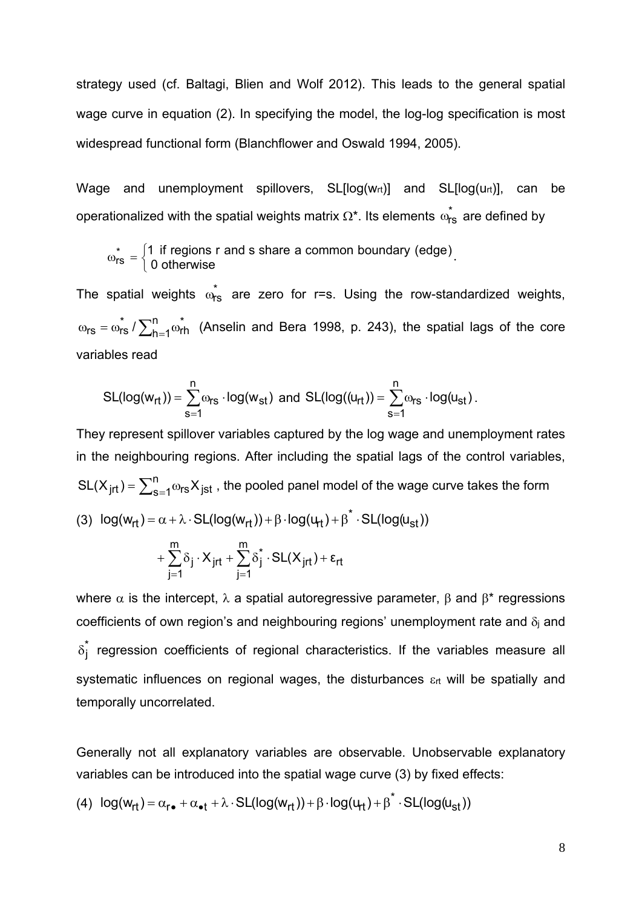strategy used (cf. Baltagi, Blien and Wolf 2012). This leads to the general spatial wage curve in equation (2). In specifying the model, the log-log specification is most widespread functional form (Blanchflower and Oswald 1994, 2005).

Wage and unemployment spillovers, SL[log($w_{rt}$)] and SL[log($u_{rt}$)], can be operationalized with the spatial weights matrix $\Omega$*. Its elements $\omega^*_{rs}$ are defined by

$$\omega^*_{rs} = \begin{cases} 1 & \text{if regions r and s share a common boundary (edge)} \\ 0 & \text{otherwise} \end{cases}.$$

The spatial weights $\omega^*_{rs}$ are zero for r=s. Using the row-standardized weights, $\omega_{rs} = \omega^*_{rs} / \sum_{h=1}^{n} \omega^*_{rh}$ (Anselin and Bera 1998, p. 243), the spatial lags of the core variables read

$$SL(\log(w_{rt})) = \sum_{s=1}^{n} \omega_{rs} \cdot \log(w_{st}) \text{ and } SL(\log((u_{rt})) = \sum_{s=1}^{n} \omega_{rs} \cdot \log(u_{st}).$$

They represent spillover variables captured by the log wage and unemployment rates in the neighbouring regions. After including the spatial lags of the control variables, $SL(X_{jrt}) = \sum_{s=1}^{n} \omega_{rs} X_{jst}$, the pooled panel model of the wage curve takes the form

$$(3) \quad \log(w_{rt}) = \alpha + \lambda \cdot SL(\log(w_{rt})) + \beta \cdot \log(u_{rt}) + \beta^* \cdot SL(\log(u_{st})) + \sum_{j=1}^{m} \delta_j \cdot X_{jrt} + \sum_{j=1}^{m} \delta^*_j \cdot SL(X_{jrt}) + \varepsilon_{rt}$$

where $\alpha$ is the intercept, $\lambda$ a spatial autoregressive parameter, $\beta$ and $\beta$* regressions coefficients of own region's and neighbouring regions' unemployment rate and $\delta_j$ and $\delta^*_j$ regression coefficients of regional characteristics. If the variables measure all systematic influences on regional wages, the disturbances $\varepsilon_{rt}$ will be spatially and temporally uncorrelated.

Generally not all explanatory variables are observable. Unobservable explanatory variables can be introduced into the spatial wage curve (3) by fixed effects:

$$(4) \quad \log(w_{rt}) = \alpha_{r\bullet} + \alpha_{\bullet t} + \lambda \cdot SL(\log(w_{rt})) + \beta \cdot \log(u_{rt}) + \beta^* \cdot SL(\log(u_{st}))$$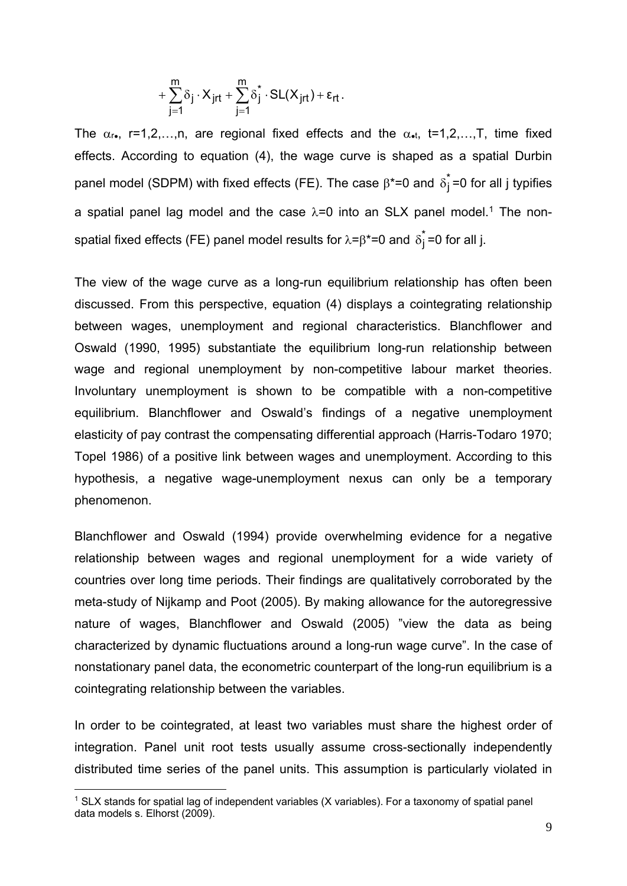$$+\sum_{j=1}^{m}\delta_j \cdot X_{jrt} + \sum_{j=1}^{m}\delta_j^* \cdot SL(X_{jrt}) + \varepsilon_{rt}.$$

The $\alpha_{r\bullet}$, r=1,2,…,n, are regional fixed effects and the $\alpha_{\bullet t}$, t=1,2,…,T, time fixed effects. According to equation (4), the wage curve is shaped as a spatial Durbin panel model (SDPM) with fixed effects (FE). The case $\beta^*=0$ and $\delta_j^*=0$ for all j typifies a spatial panel lag model and the case $\lambda=0$ into an SLX panel model.[1] The non-spatial fixed effects (FE) panel model results for $\lambda=\beta^*=0$ and $\delta_j^*=0$ for all j.

The view of the wage curve as a long-run equilibrium relationship has often been discussed. From this perspective, equation (4) displays a cointegrating relationship between wages, unemployment and regional characteristics. Blanchflower and Oswald (1990, 1995) substantiate the equilibrium long-run relationship between wage and regional unemployment by non-competitive labour market theories. Involuntary unemployment is shown to be compatible with a non-competitive equilibrium. Blanchflower and Oswald's findings of a negative unemployment elasticity of pay contrast the compensating differential approach (Harris-Todaro 1970; Topel 1986) of a positive link between wages and unemployment. According to this hypothesis, a negative wage-unemployment nexus can only be a temporary phenomenon.

Blanchflower and Oswald (1994) provide overwhelming evidence for a negative relationship between wages and regional unemployment for a wide variety of countries over long time periods. Their findings are qualitatively corroborated by the meta-study of Nijkamp and Poot (2005). By making allowance for the autoregressive nature of wages, Blanchflower and Oswald (2005) "view the data as being characterized by dynamic fluctuations around a long-run wage curve". In the case of nonstationary panel data, the econometric counterpart of the long-run equilibrium is a cointegrating relationship between the variables.

In order to be cointegrated, at least two variables must share the highest order of integration. Panel unit root tests usually assume cross-sectionally independently distributed time series of the panel units. This assumption is particularly violated in

[1] SLX stands for spatial lag of independent variables (X variables). For a taxonomy of spatial panel data models s. Elhorst (2009).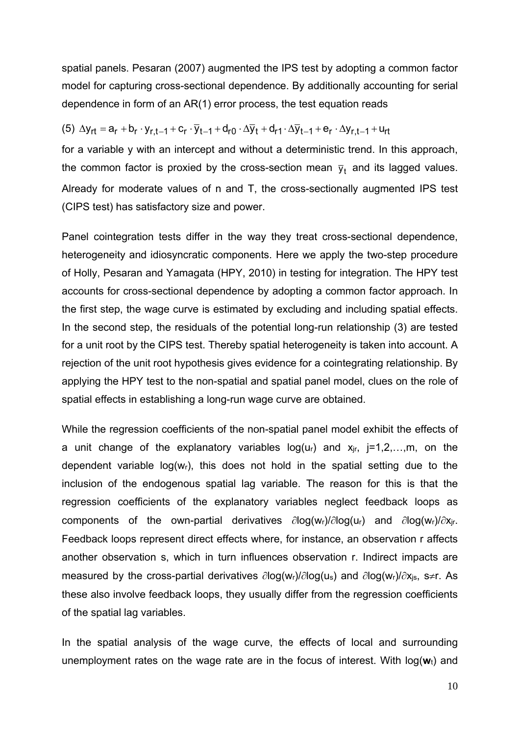spatial panels. Pesaran (2007) augmented the IPS test by adopting a common factor model for capturing cross-sectional dependence. By additionally accounting for serial dependence in form of an AR(1) error process, the test equation reads

$$(5)\ \Delta y_{rt} = a_r + b_r \cdot y_{r,t-1} + c_r \cdot \bar{y}_{t-1} + d_{r0} \cdot \Delta\bar{y}_t + d_{r1} \cdot \Delta\bar{y}_{t-1} + e_r \cdot \Delta y_{r,t-1} + u_{rt}$$

for a variable y with an intercept and without a deterministic trend. In this approach, the common factor is proxied by the cross-section mean $\bar{y}_t$ and its lagged values. Already for moderate values of n and T, the cross-sectionally augmented IPS test (CIPS test) has satisfactory size and power.

Panel cointegration tests differ in the way they treat cross-sectional dependence, heterogeneity and idiosyncratic components. Here we apply the two-step procedure of Holly, Pesaran and Yamagata (HPY, 2010) in testing for integration. The HPY test accounts for cross-sectional dependence by adopting a common factor approach. In the first step, the wage curve is estimated by excluding and including spatial effects. In the second step, the residuals of the potential long-run relationship (3) are tested for a unit root by the CIPS test. Thereby spatial heterogeneity is taken into account. A rejection of the unit root hypothesis gives evidence for a cointegrating relationship. By applying the HPY test to the non-spatial and spatial panel model, clues on the role of spatial effects in establishing a long-run wage curve are obtained.

While the regression coefficients of the non-spatial panel model exhibit the effects of a unit change of the explanatory variables $\log(u_r)$ and $x_{jr}$, $j=1,2,\ldots,m$, on the dependent variable $\log(w_r)$, this does not hold in the spatial setting due to the inclusion of the endogenous spatial lag variable. The reason for this is that the regression coefficients of the explanatory variables neglect feedback loops as components of the own-partial derivatives $\partial\log(w_r)/\partial\log(u_r)$ and $\partial\log(w_r)/\partial x_{jr}$. Feedback loops represent direct effects where, for instance, an observation r affects another observation s, which in turn influences observation r. Indirect impacts are measured by the cross-partial derivatives $\partial\log(w_r)/\partial\log(u_s)$ and $\partial\log(w_r)/\partial x_{js}$, $s\neq r$. As these also involve feedback loops, they usually differ from the regression coefficients of the spatial lag variables.

In the spatial analysis of the wage curve, the effects of local and surrounding unemployment rates on the wage rate are in the focus of interest. With $\log(\mathbf{w}_t)$ and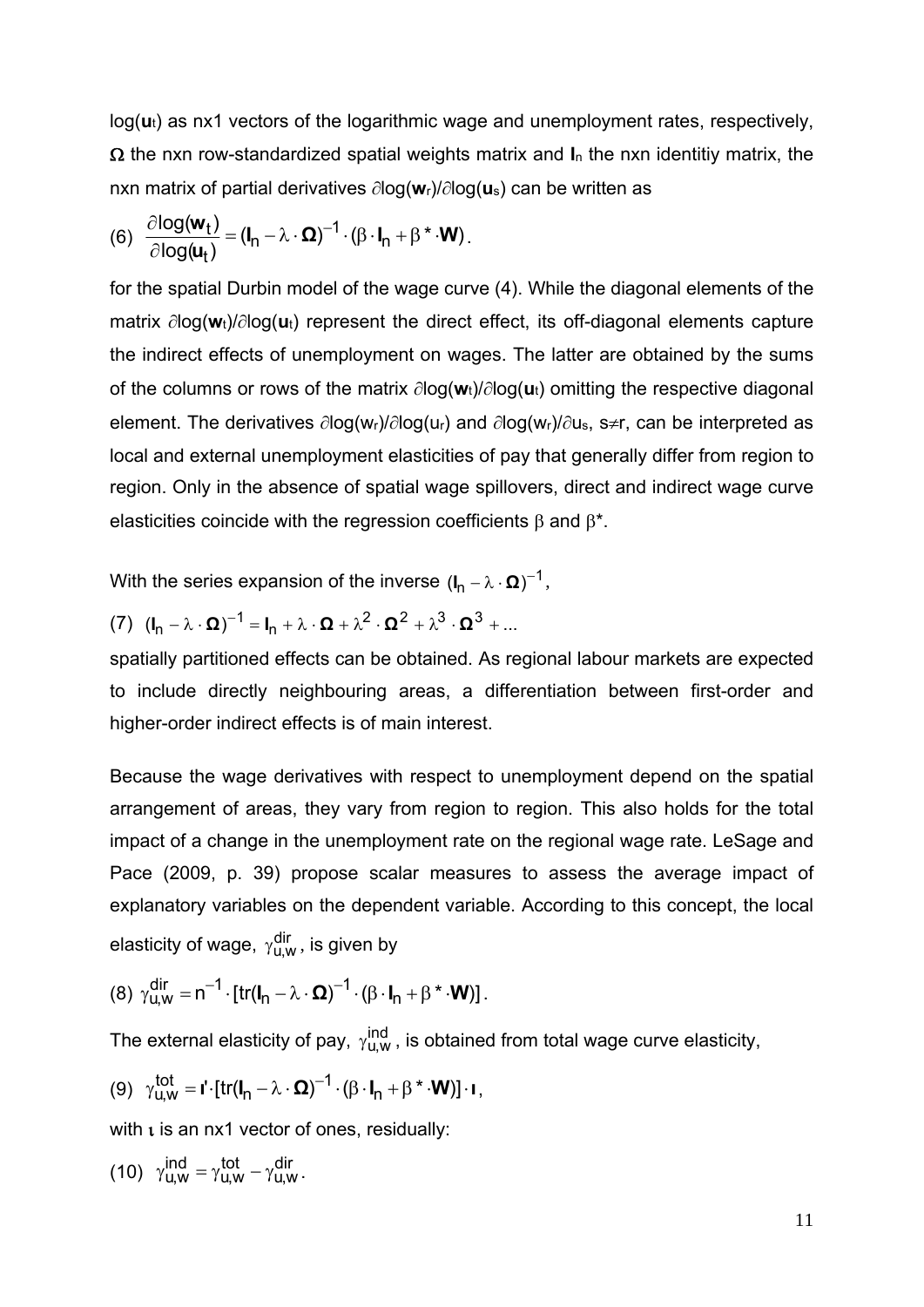$\log(\mathbf{u}_t)$ as nx1 vectors of the logarithmic wage and unemployment rates, respectively, $\Omega$ the nxn row-standardized spatial weights matrix and $\mathbf{I}_n$ the nxn identitiy matrix, the nxn matrix of partial derivatives $\partial\log(\mathbf{w}_r)/\partial\log(\mathbf{u}_s)$ can be written as

$$(6)\quad \frac{\partial \log(\mathbf{w}_t)}{\partial \log(\mathbf{u}_t)} = (\mathbf{I}_n - \lambda \cdot \mathbf{\Omega})^{-1} \cdot (\beta \cdot \mathbf{I}_n + \beta^* \cdot \mathbf{W}).$$

for the spatial Durbin model of the wage curve (4). While the diagonal elements of the matrix $\partial\log(\mathbf{w}_t)/\partial\log(\mathbf{u}_t)$ represent the direct effect, its off-diagonal elements capture the indirect effects of unemployment on wages. The latter are obtained by the sums of the columns or rows of the matrix $\partial\log(\mathbf{w}_t)/\partial\log(\mathbf{u}_t)$ omitting the respective diagonal element. The derivatives $\partial\log(w_r)/\partial\log(u_r)$ and $\partial\log(w_r)/\partial u_s$, $s\neq r$, can be interpreted as local and external unemployment elasticities of pay that generally differ from region to region. Only in the absence of spatial wage spillovers, direct and indirect wage curve elasticities coincide with the regression coefficients $\beta$ and $\beta^*$.

With the series expansion of the inverse $(\mathbf{I}_n - \lambda \cdot \mathbf{\Omega})^{-1}$,

$$(7)\quad (\mathbf{I}_n - \lambda \cdot \mathbf{\Omega})^{-1} = \mathbf{I}_n + \lambda \cdot \mathbf{\Omega} + \lambda^2 \cdot \mathbf{\Omega}^2 + \lambda^3 \cdot \mathbf{\Omega}^3 + ...$$

spatially partitioned effects can be obtained. As regional labour markets are expected to include directly neighbouring areas, a differentiation between first-order and higher-order indirect effects is of main interest.

Because the wage derivatives with respect to unemployment depend on the spatial arrangement of areas, they vary from region to region. This also holds for the total impact of a change in the unemployment rate on the regional wage rate. LeSage and Pace (2009, p. 39) propose scalar measures to assess the average impact of explanatory variables on the dependent variable. According to this concept, the local elasticity of wage, $\gamma_{u,w}^{dir}$, is given by

$$(8)\quad \gamma_{u,w}^{dir} = n^{-1} \cdot [\mathrm{tr}(\mathbf{I}_n - \lambda \cdot \mathbf{\Omega})^{-1} \cdot (\beta \cdot \mathbf{I}_n + \beta^* \cdot \mathbf{W})].$$

The external elasticity of pay, $\gamma_{u,w}^{ind}$, is obtained from total wage curve elasticity,

$$(9)\quad \gamma_{u,w}^{tot} = \mathbf{\iota}' \cdot [\mathrm{tr}(\mathbf{I}_n - \lambda \cdot \mathbf{\Omega})^{-1} \cdot (\beta \cdot \mathbf{I}_n + \beta^* \cdot \mathbf{W})] \cdot \mathbf{\iota},$$

with $\mathbf{\iota}$ is an nx1 vector of ones, residually:

$$(10)\quad \gamma_{u,w}^{ind} = \gamma_{u,w}^{tot} - \gamma_{u,w}^{dir}.$$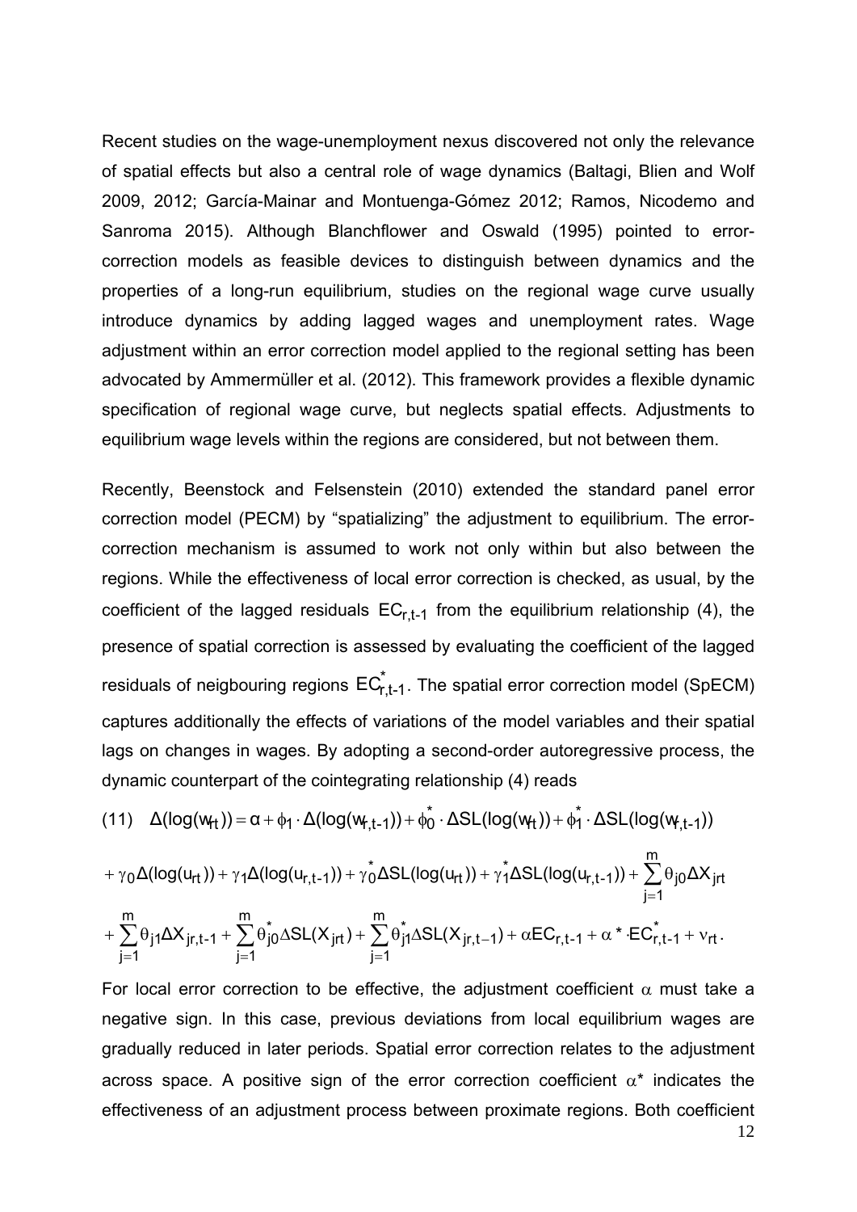Recent studies on the wage-unemployment nexus discovered not only the relevance of spatial effects but also a central role of wage dynamics (Baltagi, Blien and Wolf 2009, 2012; García-Mainar and Montuenga-Gómez 2012; Ramos, Nicodemo and Sanroma 2015). Although Blanchflower and Oswald (1995) pointed to error-correction models as feasible devices to distinguish between dynamics and the properties of a long-run equilibrium, studies on the regional wage curve usually introduce dynamics by adding lagged wages and unemployment rates. Wage adjustment within an error correction model applied to the regional setting has been advocated by Ammermüller et al. (2012). This framework provides a flexible dynamic specification of regional wage curve, but neglects spatial effects. Adjustments to equilibrium wage levels within the regions are considered, but not between them.

Recently, Beenstock and Felsenstein (2010) extended the standard panel error correction model (PECM) by "spatializing" the adjustment to equilibrium. The error-correction mechanism is assumed to work not only within but also between the regions. While the effectiveness of local error correction is checked, as usual, by the coefficient of the lagged residuals $EC_{r,t-1}$ from the equilibrium relationship (4), the presence of spatial correction is assessed by evaluating the coefficient of the lagged residuals of neigbouring regions $EC^{*}_{r,t-1}$. The spatial error correction model (SpECM) captures additionally the effects of variations of the model variables and their spatial lags on changes in wages. By adopting a second-order autoregressive process, the dynamic counterpart of the cointegrating relationship (4) reads

$$
\begin{aligned}
(11)\quad \Delta(\log(w_{rt})) = {} & \alpha + \phi_1 \cdot \Delta(\log(w_{r,t-1})) + \phi_0^{*} \cdot \Delta SL(\log(w_{rt})) + \phi_1^{*} \cdot \Delta SL(\log(w_{r,t-1})) \\
& + \gamma_0 \Delta(\log(u_{rt})) + \gamma_1 \Delta(\log(u_{r,t-1})) + \gamma_0^{*} \Delta SL(\log(u_{rt})) + \gamma_1^{*} \Delta SL(\log(u_{r,t-1})) + \sum_{j=1}^{m} \theta_{j0} \Delta X_{jrt} \\
& + \sum_{j=1}^{m} \theta_{j1} \Delta X_{jr,t-1} + \sum_{j=1}^{m} \theta_{j0}^{*} \Delta SL(X_{jrt}) + \sum_{j=1}^{m} \theta_{j1}^{*} \Delta SL(X_{jr,t-1}) + \alpha EC_{r,t-1} + \alpha^{*} \cdot EC^{*}_{r,t-1} + \nu_{rt}.
\end{aligned}
$$

For local error correction to be effective, the adjustment coefficient $\alpha$ must take a negative sign. In this case, previous deviations from local equilibrium wages are gradually reduced in later periods. Spatial error correction relates to the adjustment across space. A positive sign of the error correction coefficient $\alpha^{*}$ indicates the effectiveness of an adjustment process between proximate regions. Both coefficient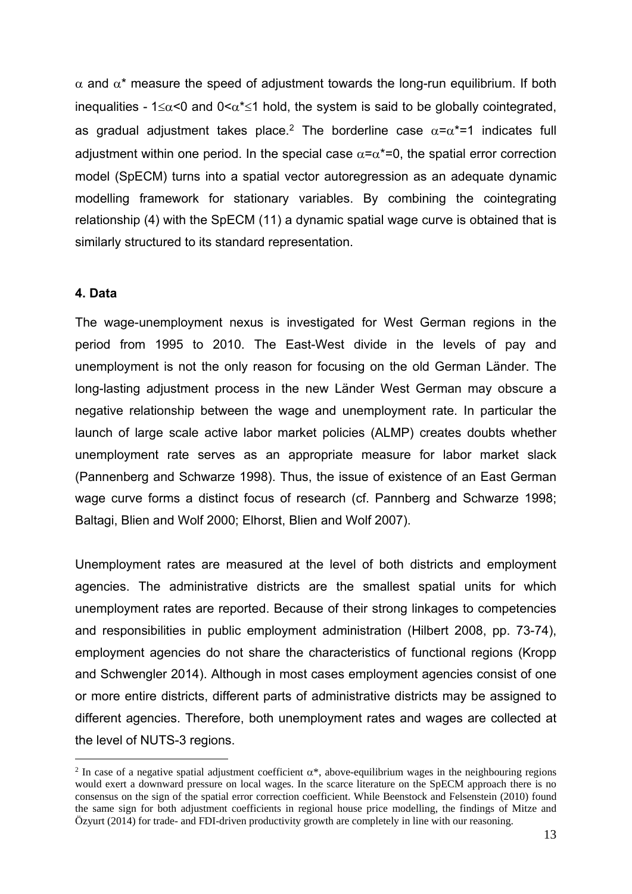$\alpha$ and $\alpha^*$ measure the speed of adjustment towards the long-run equilibrium. If both inequalities - $1 \leq \alpha < 0$ and $0 < \alpha^* \leq 1$ hold, the system is said to be globally cointegrated, as gradual adjustment takes place.[2] The borderline case $\alpha = \alpha^* = 1$ indicates full adjustment within one period. In the special case $\alpha = \alpha^* = 0$, the spatial error correction model (SpECM) turns into a spatial vector autoregression as an adequate dynamic modelling framework for stationary variables. By combining the cointegrating relationship (4) with the SpECM (11) a dynamic spatial wage curve is obtained that is similarly structured to its standard representation.

#### 4. Data

The wage-unemployment nexus is investigated for West German regions in the period from 1995 to 2010. The East-West divide in the levels of pay and unemployment is not the only reason for focusing on the old German Länder. The long-lasting adjustment process in the new Länder West German may obscure a negative relationship between the wage and unemployment rate. In particular the launch of large scale active labor market policies (ALMP) creates doubts whether unemployment rate serves as an appropriate measure for labor market slack (Pannenberg and Schwarze 1998). Thus, the issue of existence of an East German wage curve forms a distinct focus of research (cf. Pannberg and Schwarze 1998; Baltagi, Blien and Wolf 2000; Elhorst, Blien and Wolf 2007).

Unemployment rates are measured at the level of both districts and employment agencies. The administrative districts are the smallest spatial units for which unemployment rates are reported. Because of their strong linkages to competencies and responsibilities in public employment administration (Hilbert 2008, pp. 73-74), employment agencies do not share the characteristics of functional regions (Kropp and Schwengler 2014). Although in most cases employment agencies consist of one or more entire districts, different parts of administrative districts may be assigned to different agencies. Therefore, both unemployment rates and wages are collected at the level of NUTS-3 regions.

[2] In case of a negative spatial adjustment coefficient $\alpha^*$, above-equilibrium wages in the neighbouring regions would exert a downward pressure on local wages. In the scarce literature on the SpECM approach there is no consensus on the sign of the spatial error correction coefficient. While Beenstock and Felsenstein (2010) found the same sign for both adjustment coefficients in regional house price modelling, the findings of Mitze and Özyurt (2014) for trade- and FDI-driven productivity growth are completely in line with our reasoning.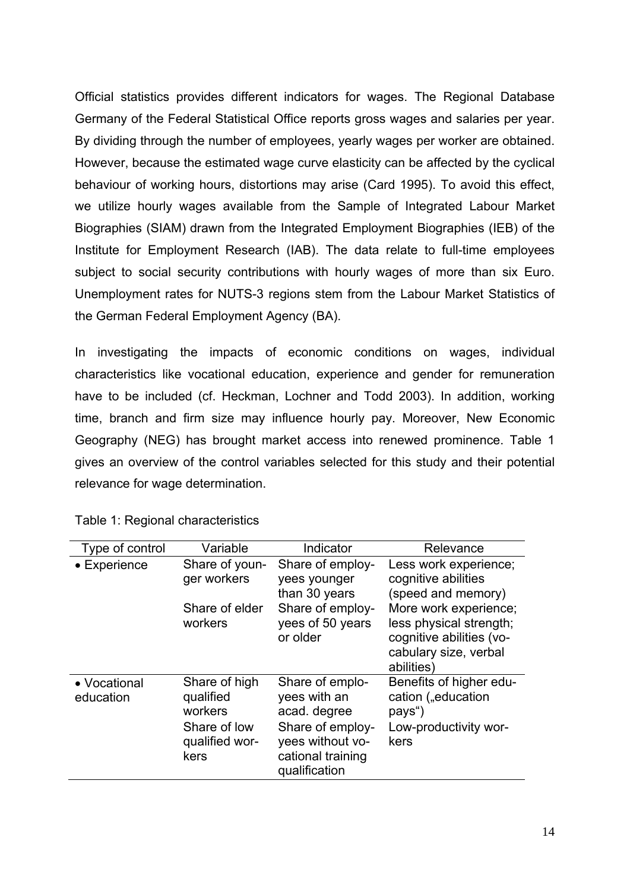Official statistics provides different indicators for wages. The Regional Database Germany of the Federal Statistical Office reports gross wages and salaries per year. By dividing through the number of employees, yearly wages per worker are obtained. However, because the estimated wage curve elasticity can be affected by the cyclical behaviour of working hours, distortions may arise (Card 1995). To avoid this effect, we utilize hourly wages available from the Sample of Integrated Labour Market Biographies (SIAM) drawn from the Integrated Employment Biographies (IEB) of the Institute for Employment Research (IAB). The data relate to full-time employees subject to social security contributions with hourly wages of more than six Euro. Unemployment rates for NUTS-3 regions stem from the Labour Market Statistics of the German Federal Employment Agency (BA).

In investigating the impacts of economic conditions on wages, individual characteristics like vocational education, experience and gender for remuneration have to be included (cf. Heckman, Lochner and Todd 2003). In addition, working time, branch and firm size may influence hourly pay. Moreover, New Economic Geography (NEG) has brought market access into renewed prominence. Table 1 gives an overview of the control variables selected for this study and their potential relevance for wage determination.

Table 1: Regional characteristics

| Type of control | Variable | Indicator | Relevance |
|---|---|---|---|
| • Experience | Share of younger workers | Share of employees younger than 30 years | Less work experience; cognitive abilities (speed and memory) |
| | Share of elder workers | Share of employees of 50 years or older | More work experience; less physical strength; cognitive abilities (vocabulary size, verbal abilities) |
| • Vocational education | Share of high qualified workers | Share of employees with an acad. degree | Benefits of higher education („education pays“) |
| | Share of low qualified workers | Share of employees without vocational training qualification | Low-productivity workers |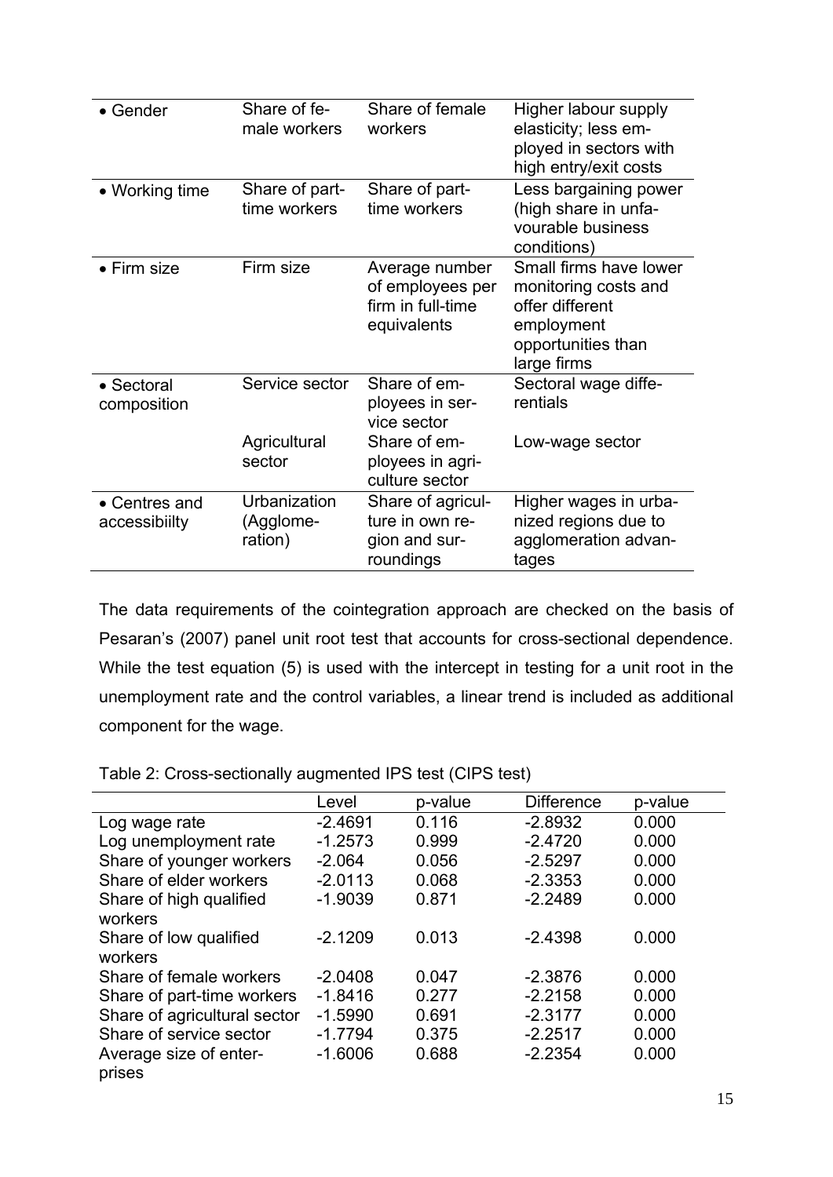| | | | |
|---|---|---|---|
| • Gender | Share of female workers | Share of female workers | Higher labour supply elasticity; less employed in sectors with high entry/exit costs |
| • Working time | Share of part-time workers | Share of part-time workers | Less bargaining power (high share in unfavourable business conditions) |
| • Firm size | Firm size | Average number of employees per firm in full-time equivalents | Small firms have lower monitoring costs and offer different employment opportunities than large firms |
| • Sectoral composition | Service sector | Share of employees in service sector | Sectoral wage differentials |
| | Agricultural sector | Share of employees in agriculture sector | Low-wage sector |
| • Centres and accessibiilty | Urbanization (Agglomeration) | Share of agriculture in own region and surroundings | Higher wages in urbanized regions due to agglomeration advantages |

The data requirements of the cointegration approach are checked on the basis of Pesaran's (2007) panel unit root test that accounts for cross-sectional dependence. While the test equation (5) is used with the intercept in testing for a unit root in the unemployment rate and the control variables, a linear trend is included as additional component for the wage.

Table 2: Cross-sectionally augmented IPS test (CIPS test)

| | Level | p-value | Difference | p-value |
|---|---|---|---|---|
| Log wage rate | -2.4691 | 0.116 | -2.8932 | 0.000 |
| Log unemployment rate | -1.2573 | 0.999 | -2.4720 | 0.000 |
| Share of younger workers | -2.064 | 0.056 | -2.5297 | 0.000 |
| Share of elder workers | -2.0113 | 0.068 | -2.3353 | 0.000 |
| Share of high qualified workers | -1.9039 | 0.871 | -2.2489 | 0.000 |
| Share of low qualified workers | -2.1209 | 0.013 | -2.4398 | 0.000 |
| Share of female workers | -2.0408 | 0.047 | -2.3876 | 0.000 |
| Share of part-time workers | -1.8416 | 0.277 | -2.2158 | 0.000 |
| Share of agricultural sector | -1.5990 | 0.691 | -2.3177 | 0.000 |
| Share of service sector | -1.7794 | 0.375 | -2.2517 | 0.000 |
| Average size of enterprises | -1.6006 | 0.688 | -2.2354 | 0.000 |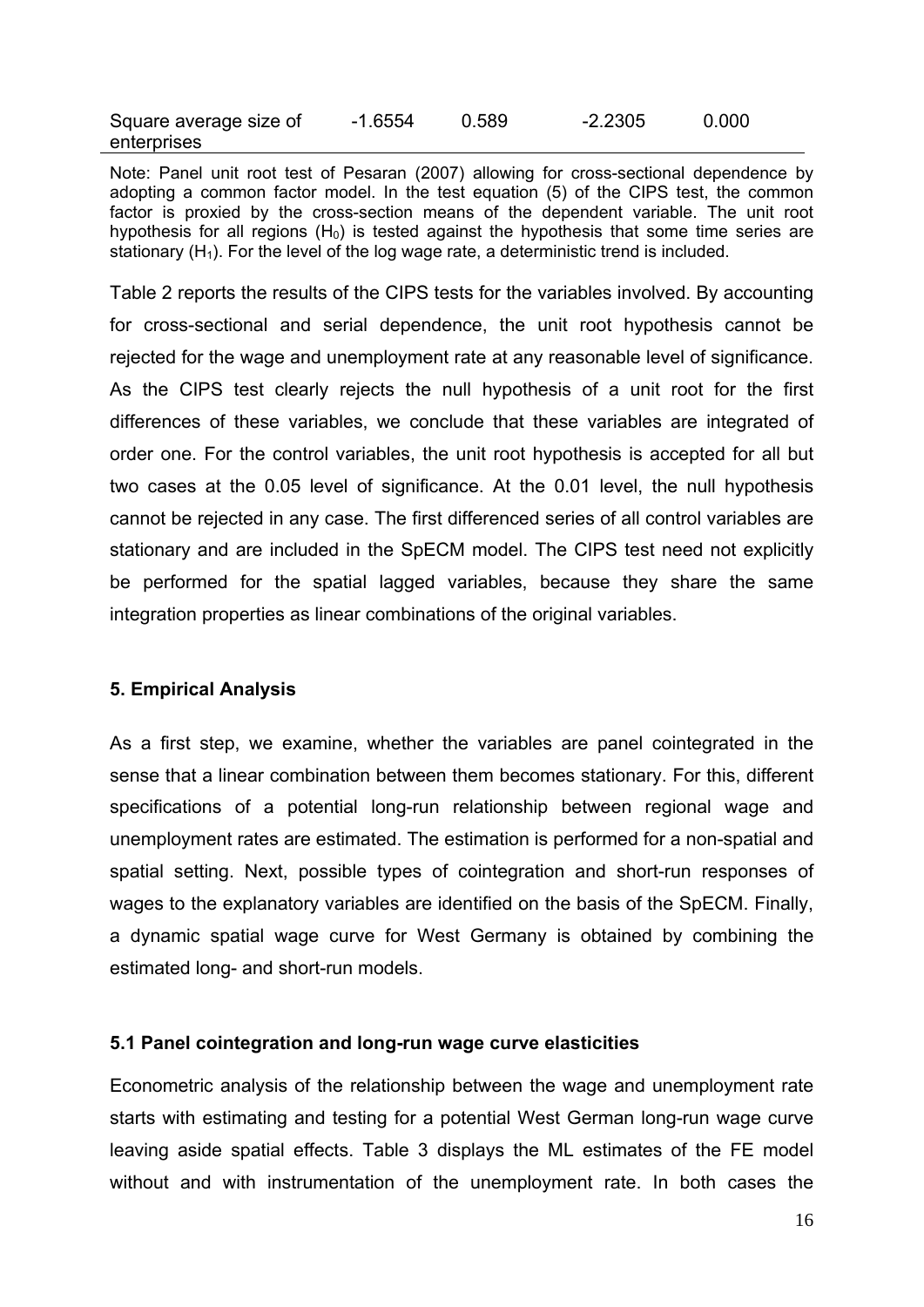| | | | | |
|---|---|---|---|---|
| Square average size of enterprises | -1.6554 | 0.589 | -2.2305 | 0.000 |

Note: Panel unit root test of Pesaran (2007) allowing for cross-sectional dependence by adopting a common factor model. In the test equation (5) of the CIPS test, the common factor is proxied by the cross-section means of the dependent variable. The unit root hypothesis for all regions ($H_0$) is tested against the hypothesis that some time series are stationary ($H_1$). For the level of the log wage rate, a deterministic trend is included.

Table 2 reports the results of the CIPS tests for the variables involved. By accounting for cross-sectional and serial dependence, the unit root hypothesis cannot be rejected for the wage and unemployment rate at any reasonable level of significance. As the CIPS test clearly rejects the null hypothesis of a unit root for the first differences of these variables, we conclude that these variables are integrated of order one. For the control variables, the unit root hypothesis is accepted for all but two cases at the 0.05 level of significance. At the 0.01 level, the null hypothesis cannot be rejected in any case. The first differenced series of all control variables are stationary and are included in the SpECM model. The CIPS test need not explicitly be performed for the spatial lagged variables, because they share the same integration properties as linear combinations of the original variables.

## 5. Empirical Analysis

As a first step, we examine, whether the variables are panel cointegrated in the sense that a linear combination between them becomes stationary. For this, different specifications of a potential long-run relationship between regional wage and unemployment rates are estimated. The estimation is performed for a non-spatial and spatial setting. Next, possible types of cointegration and short-run responses of wages to the explanatory variables are identified on the basis of the SpECM. Finally, a dynamic spatial wage curve for West Germany is obtained by combining the estimated long- and short-run models.

### 5.1 Panel cointegration and long-run wage curve elasticities

Econometric analysis of the relationship between the wage and unemployment rate starts with estimating and testing for a potential West German long-run wage curve leaving aside spatial effects. Table 3 displays the ML estimates of the FE model without and with instrumentation of the unemployment rate. In both cases the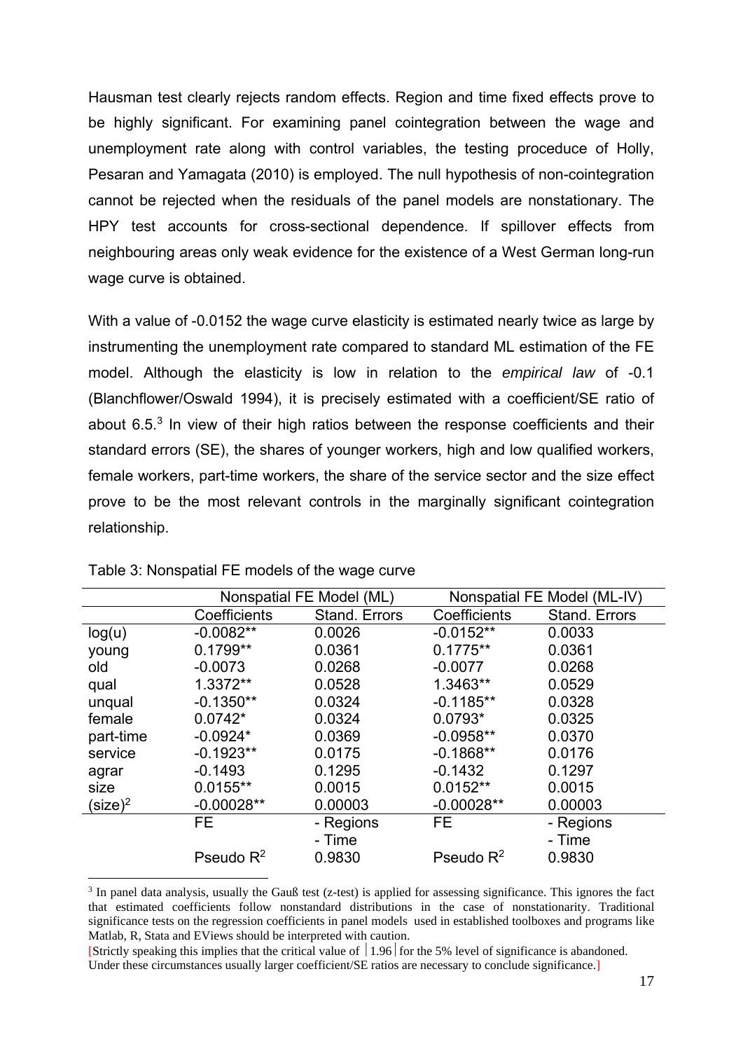Hausman test clearly rejects random effects. Region and time fixed effects prove to be highly significant. For examining panel cointegration between the wage and unemployment rate along with control variables, the testing proceduce of Holly, Pesaran and Yamagata (2010) is employed. The null hypothesis of non-cointegration cannot be rejected when the residuals of the panel models are nonstationary. The HPY test accounts for cross-sectional dependence. If spillover effects from neighbouring areas only weak evidence for the existence of a West German long-run wage curve is obtained.

With a value of -0.0152 the wage curve elasticity is estimated nearly twice as large by instrumenting the unemployment rate compared to standard ML estimation of the FE model. Although the elasticity is low in relation to the *empirical law* of -0.1 (Blanchflower/Oswald 1994), it is precisely estimated with a coefficient/SE ratio of about 6.5.[3] In view of their high ratios between the response coefficients and their standard errors (SE), the shares of younger workers, high and low qualified workers, female workers, part-time workers, the share of the service sector and the size effect prove to be the most relevant controls in the marginally significant cointegration relationship.

Table 3: Nonspatial FE models of the wage curve

| | Nonspatial FE Model (ML) | | Nonspatial FE Model (ML-IV) | |
|---|---|---|---|---|
| | Coefficients | Stand. Errors | Coefficients | Stand. Errors |
| log(u) | -0.0082** | 0.0026 | -0.0152** | 0.0033 |
| young | 0.1799** | 0.0361 | 0.1775** | 0.0361 |
| old | -0.0073 | 0.0268 | -0.0077 | 0.0268 |
| qual | 1.3372** | 0.0528 | 1.3463** | 0.0529 |
| unqual | -0.1350** | 0.0324 | -0.1185** | 0.0328 |
| female | 0.0742* | 0.0324 | 0.0793* | 0.0325 |
| part-time | -0.0924* | 0.0369 | -0.0958** | 0.0370 |
| service | -0.1923** | 0.0175 | -0.1868** | 0.0176 |
| agrar | -0.1493 | 0.1295 | -0.1432 | 0.1297 |
| size | 0.0155** | 0.0015 | 0.0152** | 0.0015 |
| $(size)^2$ | -0.00028** | 0.00003 | -0.00028** | 0.00003 |
| | FE | - Regions<br>- Time | FE | - Regions<br>- Time |
| | Pseudo $R^2$ | 0.9830 | Pseudo $R^2$ | 0.9830 |

[3] In panel data analysis, usually the Gauß test (z-test) is applied for assessing significance. This ignores the fact that estimated coefficients follow nonstandard distributions in the case of nonstationarity. Traditional significance tests on the regression coefficients in panel models used in established toolboxes and programs like Matlab, R, Stata and EViews should be interpreted with caution.
[Strictly speaking this implies that the critical value of $|1.96|$ for the 5% level of significance is abandoned. Under these circumstances usually larger coefficient/SE ratios are necessary to conclude significance.]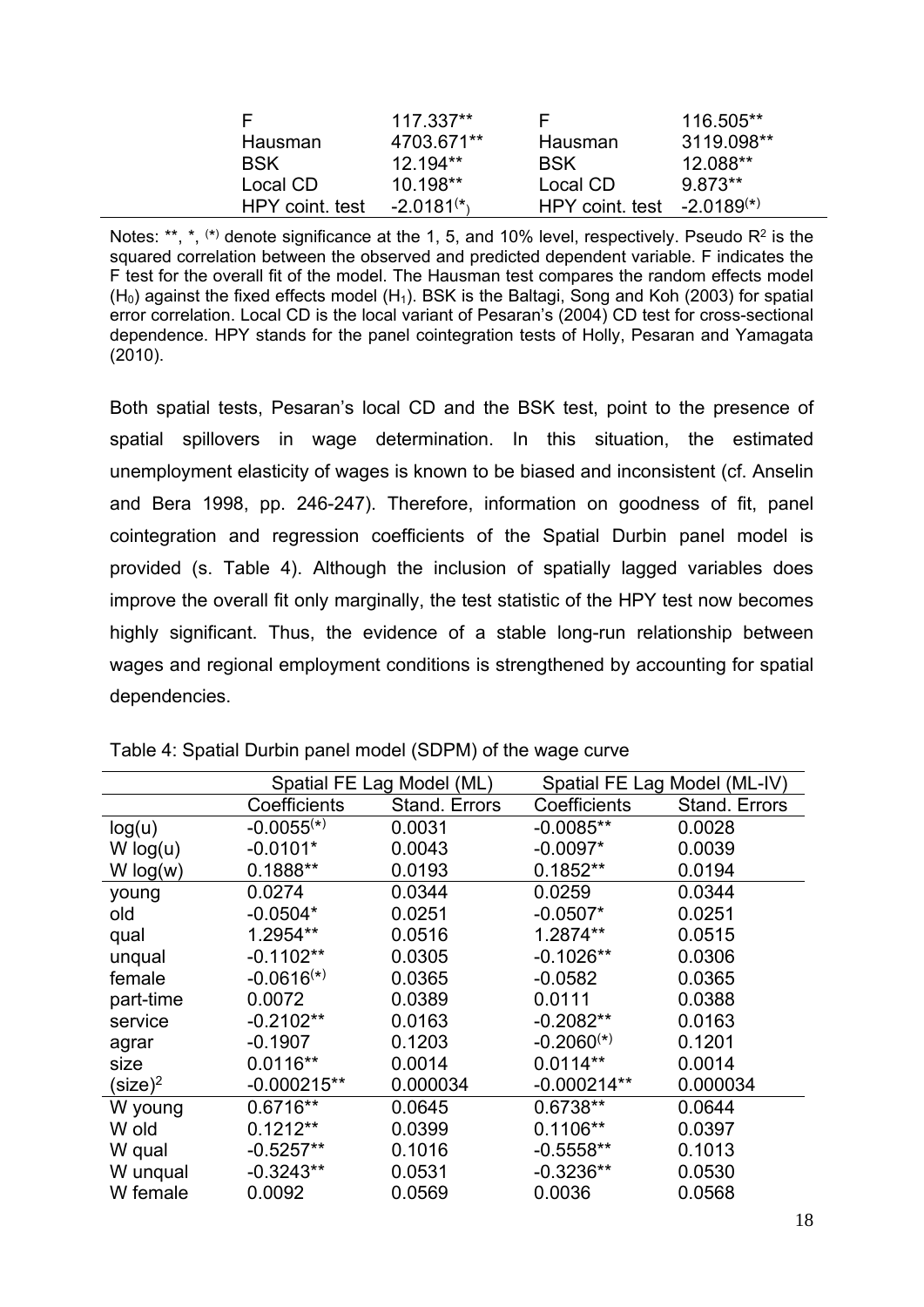| F | 117.337** | F | 116.505** |
|---|---|---|---|
| Hausman | 4703.671** | Hausman | 3119.098** |
| BSK | 12.194** | BSK | 12.088** |
| Local CD | 10.198** | Local CD | 9.873** |
| HPY coint. test | -2.0181$^{(*)}$ | HPY coint. test | -2.0189$^{(*)}$ |

Notes: **, *, $^{(*)}$ denote significance at the 1, 5, and 10% level, respectively. Pseudo $R^2$ is the squared correlation between the observed and predicted dependent variable. F indicates the F test for the overall fit of the model. The Hausman test compares the random effects model ($H_0$) against the fixed effects model ($H_1$). BSK is the Baltagi, Song and Koh (2003) for spatial error correlation. Local CD is the local variant of Pesaran's (2004) CD test for cross-sectional dependence. HPY stands for the panel cointegration tests of Holly, Pesaran and Yamagata (2010).

Both spatial tests, Pesaran's local CD and the BSK test, point to the presence of spatial spillovers in wage determination. In this situation, the estimated unemployment elasticity of wages is known to be biased and inconsistent (cf. Anselin and Bera 1998, pp. 246-247). Therefore, information on goodness of fit, panel cointegration and regression coefficients of the Spatial Durbin panel model is provided (s. Table 4). Although the inclusion of spatially lagged variables does improve the overall fit only marginally, the test statistic of the HPY test now becomes highly significant. Thus, the evidence of a stable long-run relationship between wages and regional employment conditions is strengthened by accounting for spatial dependencies.

Table 4: Spatial Durbin panel model (SDPM) of the wage curve

| | Spatial FE Lag Model (ML) | | Spatial FE Lag Model (ML-IV) | |
|---|---|---|---|---|
| | Coefficients | Stand. Errors | Coefficients | Stand. Errors |
| log(u) | -0.0055$^{(*)}$ | 0.0031 | -0.0085** | 0.0028 |
| W log(u) | -0.0101* | 0.0043 | -0.0097* | 0.0039 |
| W log(w) | 0.1888** | 0.0193 | 0.1852** | 0.0194 |
| young | 0.0274 | 0.0344 | 0.0259 | 0.0344 |
| old | -0.0504* | 0.0251 | -0.0507* | 0.0251 |
| qual | 1.2954** | 0.0516 | 1.2874** | 0.0515 |
| unqual | -0.1102** | 0.0305 | -0.1026** | 0.0306 |
| female | -0.0616$^{(*)}$ | 0.0365 | -0.0582 | 0.0365 |
| part-time | 0.0072 | 0.0389 | 0.0111 | 0.0388 |
| service | -0.2102** | 0.0163 | -0.2082** | 0.0163 |
| agrar | -0.1907 | 0.1203 | -0.2060$^{(*)}$ | 0.1201 |
| size | 0.0116** | 0.0014 | 0.0114** | 0.0014 |
| $(\text{size})^2$ | -0.000215** | 0.000034 | -0.000214** | 0.000034 |
| W young | 0.6716** | 0.0645 | 0.6738** | 0.0644 |
| W old | 0.1212** | 0.0399 | 0.1106** | 0.0397 |
| W qual | -0.5257** | 0.1016 | -0.5558** | 0.1013 |
| W unqual | -0.3243** | 0.0531 | -0.3236** | 0.0530 |
| W female | 0.0092 | 0.0569 | 0.0036 | 0.0568 |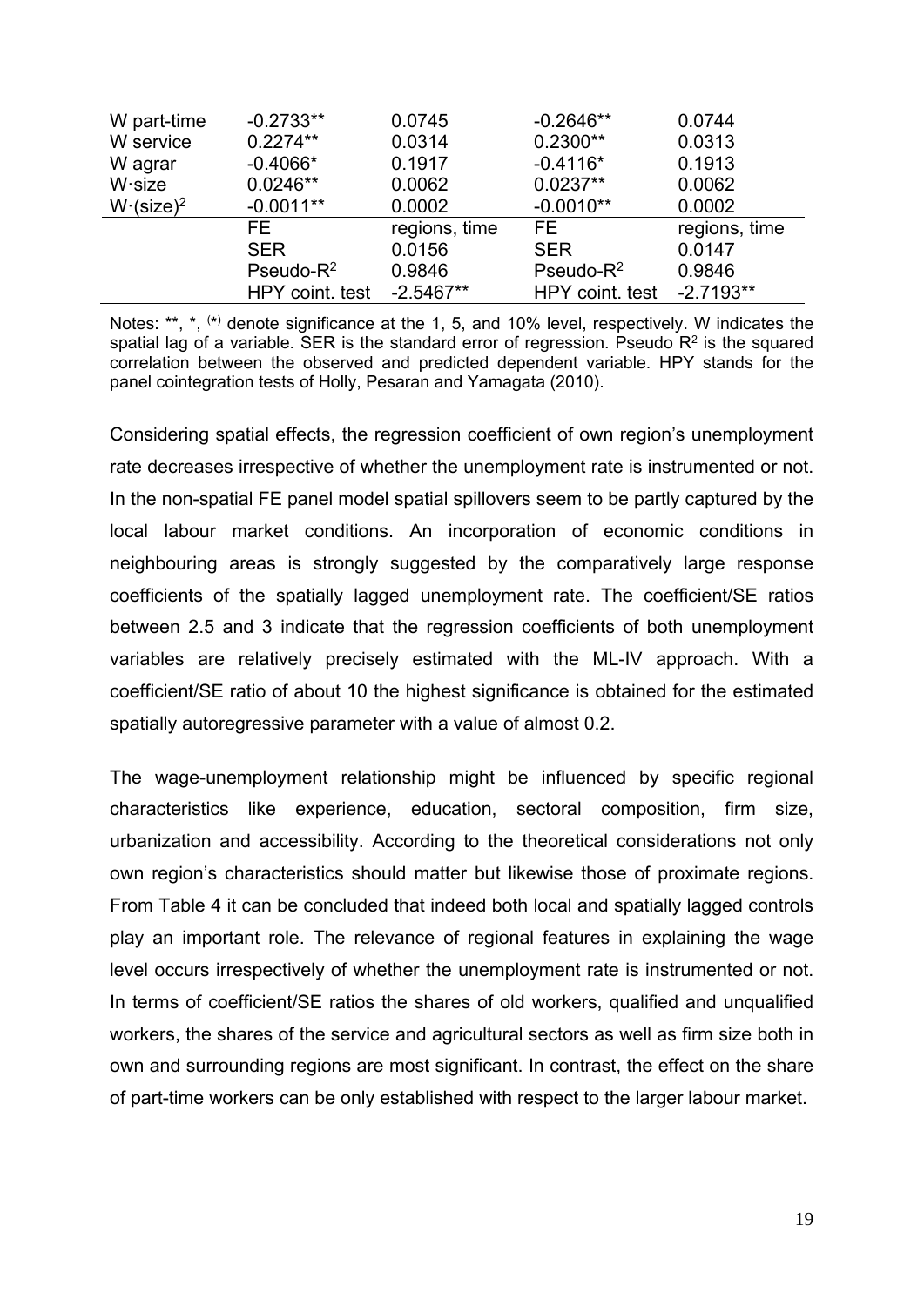| | | | | |
|---|---|---|---|---|
| W part-time | -0.2733** | 0.0745 | -0.2646** | 0.0744 |
| W service | 0.2274** | 0.0314 | 0.2300** | 0.0313 |
| W agrar | -0.4066* | 0.1917 | -0.4116* | 0.1913 |
| W·size | 0.0246** | 0.0062 | 0.0237** | 0.0062 |
| W·(size)$^2$ | -0.0011** | 0.0002 | -0.0010** | 0.0002 |
| | FE | regions, time | FE | regions, time |
| | SER | 0.0156 | SER | 0.0147 |
| | Pseudo-$R^2$ | 0.9846 | Pseudo-$R^2$ | 0.9846 |
| | HPY coint. test | -2.5467** | HPY coint. test | -2.7193** |

Notes: **, *, (*) denote significance at the 1, 5, and 10% level, respectively. W indicates the spatial lag of a variable. SER is the standard error of regression. Pseudo $R^2$ is the squared correlation between the observed and predicted dependent variable. HPY stands for the panel cointegration tests of Holly, Pesaran and Yamagata (2010).

Considering spatial effects, the regression coefficient of own region's unemployment rate decreases irrespective of whether the unemployment rate is instrumented or not. In the non-spatial FE panel model spatial spillovers seem to be partly captured by the local labour market conditions. An incorporation of economic conditions in neighbouring areas is strongly suggested by the comparatively large response coefficients of the spatially lagged unemployment rate. The coefficient/SE ratios between 2.5 and 3 indicate that the regression coefficients of both unemployment variables are relatively precisely estimated with the ML-IV approach. With a coefficient/SE ratio of about 10 the highest significance is obtained for the estimated spatially autoregressive parameter with a value of almost 0.2.

The wage-unemployment relationship might be influenced by specific regional characteristics like experience, education, sectoral composition, firm size, urbanization and accessibility. According to the theoretical considerations not only own region's characteristics should matter but likewise those of proximate regions. From Table 4 it can be concluded that indeed both local and spatially lagged controls play an important role. The relevance of regional features in explaining the wage level occurs irrespectively of whether the unemployment rate is instrumented or not. In terms of coefficient/SE ratios the shares of old workers, qualified and unqualified workers, the shares of the service and agricultural sectors as well as firm size both in own and surrounding regions are most significant. In contrast, the effect on the share of part-time workers can be only established with respect to the larger labour market.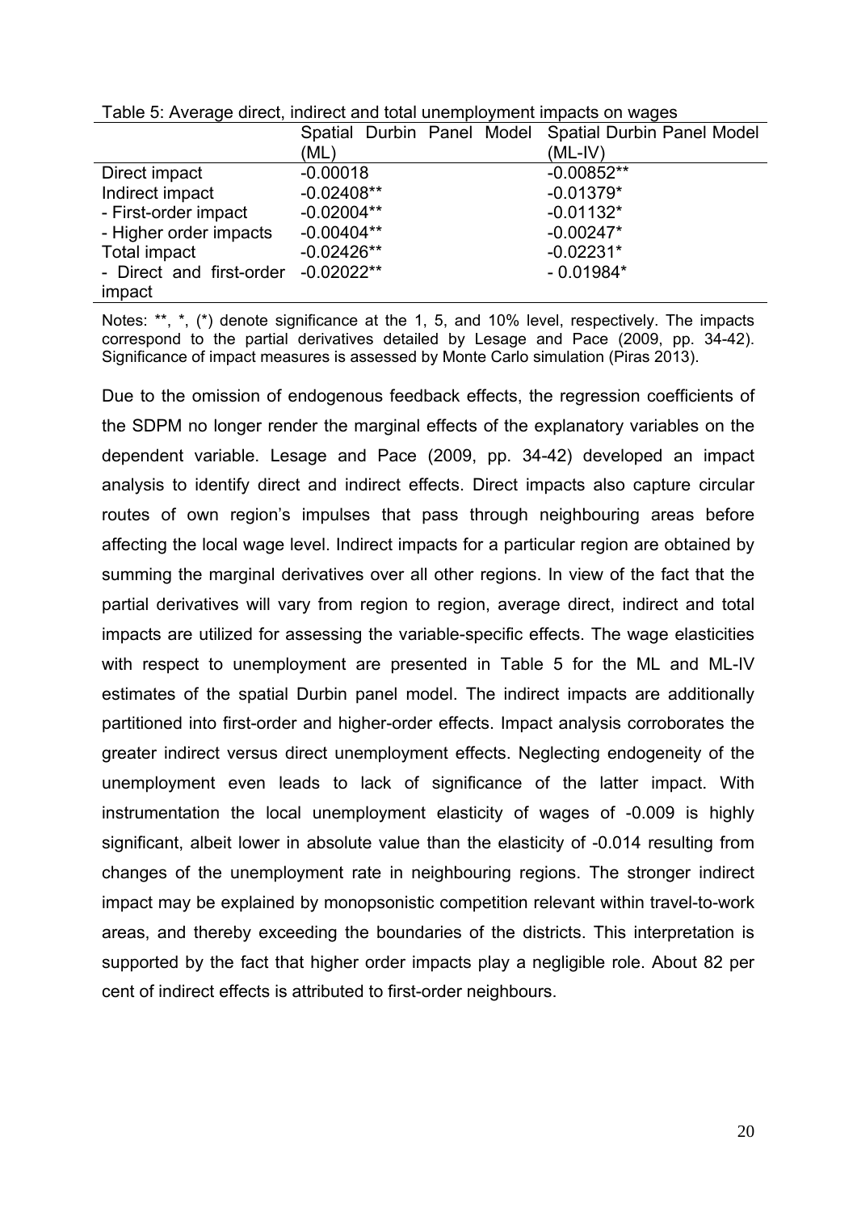Table 5: Average direct, indirect and total unemployment impacts on wages

| | Spatial Durbin Panel Model (ML) | Spatial Durbin Panel Model (ML-IV) |
|---|---|---|
| Direct impact | -0.00018 | -0.00852** |
| Indirect impact | -0.02408** | -0.01379* |
| - First-order impact | -0.02004** | -0.01132* |
| - Higher order impacts | -0.00404** | -0.00247* |
| Total impact | -0.02426** | -0.02231* |
| - Direct and first-order impact | -0.02022** | - 0.01984* |

Notes: **, *, (*) denote significance at the 1, 5, and 10% level, respectively. The impacts correspond to the partial derivatives detailed by Lesage and Pace (2009, pp. 34-42). Significance of impact measures is assessed by Monte Carlo simulation (Piras 2013).

Due to the omission of endogenous feedback effects, the regression coefficients of the SDPM no longer render the marginal effects of the explanatory variables on the dependent variable. Lesage and Pace (2009, pp. 34-42) developed an impact analysis to identify direct and indirect effects. Direct impacts also capture circular routes of own region's impulses that pass through neighbouring areas before affecting the local wage level. Indirect impacts for a particular region are obtained by summing the marginal derivatives over all other regions. In view of the fact that the partial derivatives will vary from region to region, average direct, indirect and total impacts are utilized for assessing the variable-specific effects. The wage elasticities with respect to unemployment are presented in Table 5 for the ML and ML-IV estimates of the spatial Durbin panel model. The indirect impacts are additionally partitioned into first-order and higher-order effects. Impact analysis corroborates the greater indirect versus direct unemployment effects. Neglecting endogeneity of the unemployment even leads to lack of significance of the latter impact. With instrumentation the local unemployment elasticity of wages of -0.009 is highly significant, albeit lower in absolute value than the elasticity of -0.014 resulting from changes of the unemployment rate in neighbouring regions. The stronger indirect impact may be explained by monopsonistic competition relevant within travel-to-work areas, and thereby exceeding the boundaries of the districts. This interpretation is supported by the fact that higher order impacts play a negligible role. About 82 per cent of indirect effects is attributed to first-order neighbours.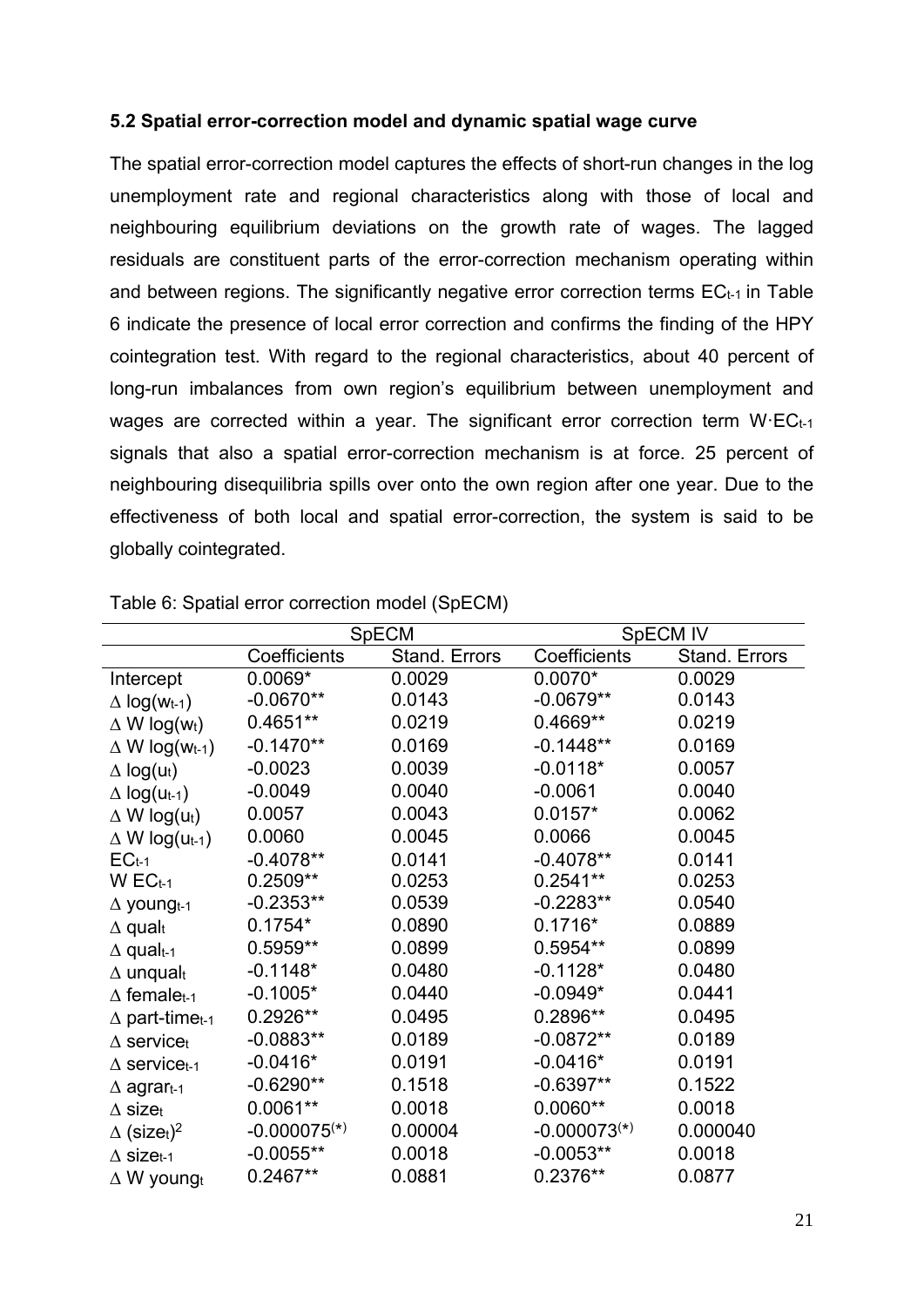### 5.2 Spatial error-correction model and dynamic spatial wage curve

The spatial error-correction model captures the effects of short-run changes in the log unemployment rate and regional characteristics along with those of local and neighbouring equilibrium deviations on the growth rate of wages. The lagged residuals are constituent parts of the error-correction mechanism operating within and between regions. The significantly negative error correction terms $EC_{t-1}$ in Table 6 indicate the presence of local error correction and confirms the finding of the HPY cointegration test. With regard to the regional characteristics, about 40 percent of long-run imbalances from own region's equilibrium between unemployment and wages are corrected within a year. The significant error correction term $W{\cdot}EC_{t-1}$ signals that also a spatial error-correction mechanism is at force. 25 percent of neighbouring disequilibria spills over onto the own region after one year. Due to the effectiveness of both local and spatial error-correction, the system is said to be globally cointegrated.

Table 6: Spatial error correction model (SpECM)

| | SpECM | | SpECM IV | |
|---|---|---|---|---|
| | Coefficients | Stand. Errors | Coefficients | Stand. Errors |
| Intercept | 0.0069* | 0.0029 | 0.0070* | 0.0029 |
| $\Delta$ log($w_{t-1}$) | -0.0670** | 0.0143 | -0.0679** | 0.0143 |
| $\Delta$ W log($w_t$) | 0.4651** | 0.0219 | 0.4669** | 0.0219 |
| $\Delta$ W log($w_{t-1}$) | -0.1470** | 0.0169 | -0.1448** | 0.0169 |
| $\Delta$ log($u_t$) | -0.0023 | 0.0039 | -0.0118* | 0.0057 |
| $\Delta$ log($u_{t-1}$) | -0.0049 | 0.0040 | -0.0061 | 0.0040 |
| $\Delta$ W log($u_t$) | 0.0057 | 0.0043 | 0.0157* | 0.0062 |
| $\Delta$ W log($u_{t-1}$) | 0.0060 | 0.0045 | 0.0066 | 0.0045 |
| $EC_{t-1}$ | -0.4078** | 0.0141 | -0.4078** | 0.0141 |
| W $EC_{t-1}$ | 0.2509** | 0.0253 | 0.2541** | 0.0253 |
| $\Delta$ $young_{t-1}$ | -0.2353** | 0.0539 | -0.2283** | 0.0540 |
| $\Delta$ $qual_t$ | 0.1754* | 0.0890 | 0.1716* | 0.0889 |
| $\Delta$ $qual_{t-1}$ | 0.5959** | 0.0899 | 0.5954** | 0.0899 |
| $\Delta$ $unqual_t$ | -0.1148* | 0.0480 | -0.1128* | 0.0480 |
| $\Delta$ $female_{t-1}$ | -0.1005* | 0.0440 | -0.0949* | 0.0441 |
| $\Delta$ part-$time_{t-1}$ | 0.2926** | 0.0495 | 0.2896** | 0.0495 |
| $\Delta$ $service_t$ | -0.0883** | 0.0189 | -0.0872** | 0.0189 |
| $\Delta$ $service_{t-1}$ | -0.0416* | 0.0191 | -0.0416* | 0.0191 |
| $\Delta$ $agrar_{t-1}$ | -0.6290** | 0.1518 | -0.6397** | 0.1522 |
| $\Delta$ $size_t$ | 0.0061** | 0.0018 | 0.0060** | 0.0018 |
| $\Delta$ $(size_t)^2$ | -0.000075(*) | 0.00004 | -0.000073(*) | 0.000040 |
| $\Delta$ $size_{t-1}$ | -0.0055** | 0.0018 | -0.0053** | 0.0018 |
| $\Delta$ W $young_t$ | 0.2467** | 0.0881 | 0.2376** | 0.0877 |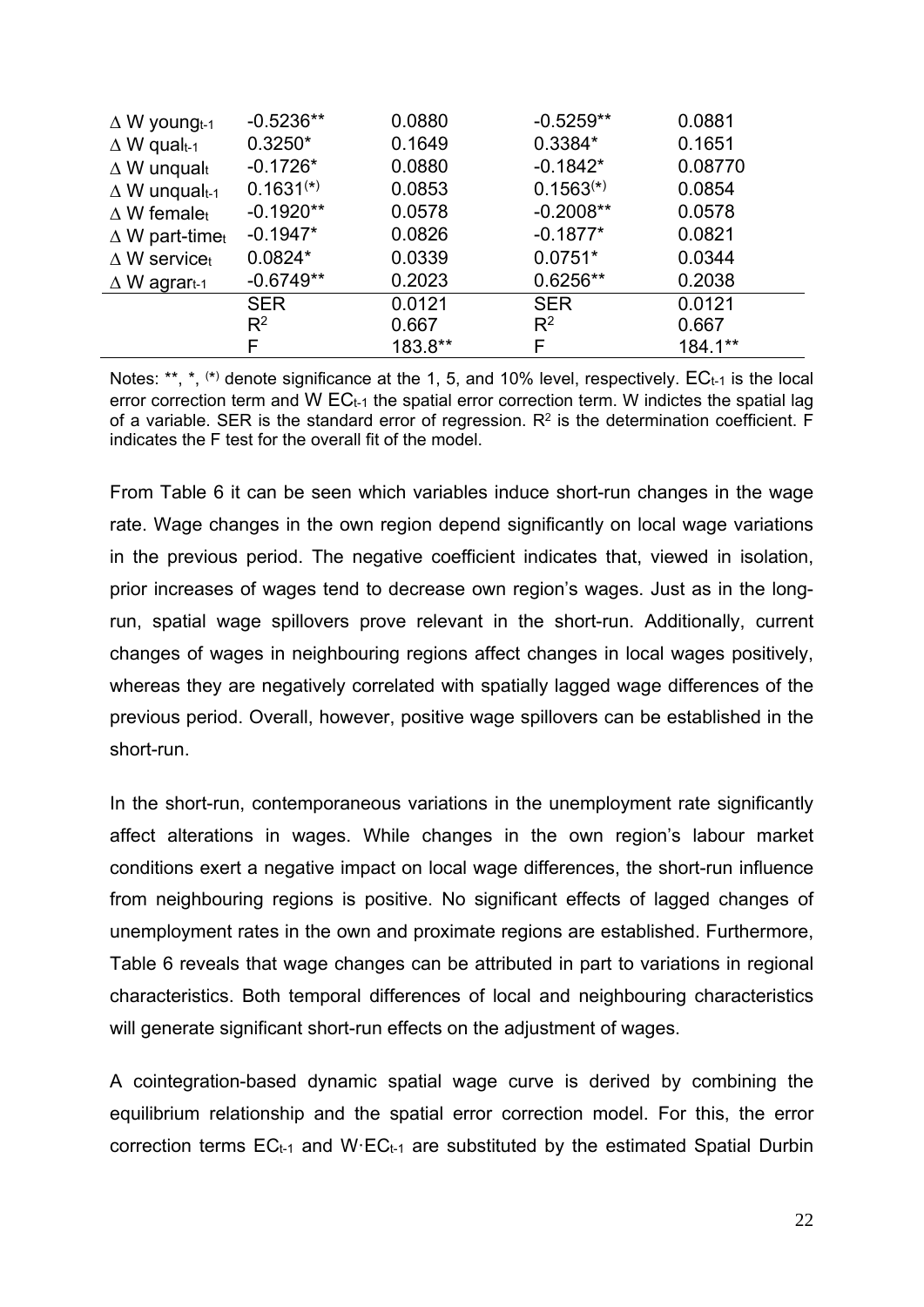| | | | | |
|---|---|---|---|---|
| $\Delta$ W $young_{t-1}$ | -0.5236** | 0.0880 | -0.5259** | 0.0881 |
| $\Delta$ W $qual_{t-1}$ | 0.3250* | 0.1649 | 0.3384* | 0.1651 |
| $\Delta$ W $unqual_t$ | -0.1726* | 0.0880 | -0.1842* | 0.08770 |
| $\Delta$ W $unqual_{t-1}$ | 0.1631(*) | 0.0853 | 0.1563(*) | 0.0854 |
| $\Delta$ W $female_t$ | -0.1920** | 0.0578 | -0.2008** | 0.0578 |
| $\Delta$ W $part\text{-}time_t$ | -0.1947* | 0.0826 | -0.1877* | 0.0821 |
| $\Delta$ W $service_t$ | 0.0824* | 0.0339 | 0.0751* | 0.0344 |
| $\Delta$ W $agrar_{t-1}$ | -0.6749** | 0.2023 | 0.6256** | 0.2038 |
| | SER | 0.0121 | SER | 0.0121 |
| | $R^2$ | 0.667 | $R^2$ | 0.667 |
| | F | 183.8** | F | 184.1** |

Notes: **, *, (*) denote significance at the 1, 5, and 10% level, respectively. $EC_{t-1}$ is the local error correction term and W $EC_{t-1}$ the spatial error correction term. W indictes the spatial lag of a variable. SER is the standard error of regression. $R^2$ is the determination coefficient. F indicates the F test for the overall fit of the model.

From Table 6 it can be seen which variables induce short-run changes in the wage rate. Wage changes in the own region depend significantly on local wage variations in the previous period. The negative coefficient indicates that, viewed in isolation, prior increases of wages tend to decrease own region's wages. Just as in the long-run, spatial wage spillovers prove relevant in the short-run. Additionally, current changes of wages in neighbouring regions affect changes in local wages positively, whereas they are negatively correlated with spatially lagged wage differences of the previous period. Overall, however, positive wage spillovers can be established in the short-run.

In the short-run, contemporaneous variations in the unemployment rate significantly affect alterations in wages. While changes in the own region's labour market conditions exert a negative impact on local wage differences, the short-run influence from neighbouring regions is positive. No significant effects of lagged changes of unemployment rates in the own and proximate regions are established. Furthermore, Table 6 reveals that wage changes can be attributed in part to variations in regional characteristics. Both temporal differences of local and neighbouring characteristics will generate significant short-run effects on the adjustment of wages.

A cointegration-based dynamic spatial wage curve is derived by combining the equilibrium relationship and the spatial error correction model. For this, the error correction terms $EC_{t-1}$ and $W \cdot EC_{t-1}$ are substituted by the estimated Spatial Durbin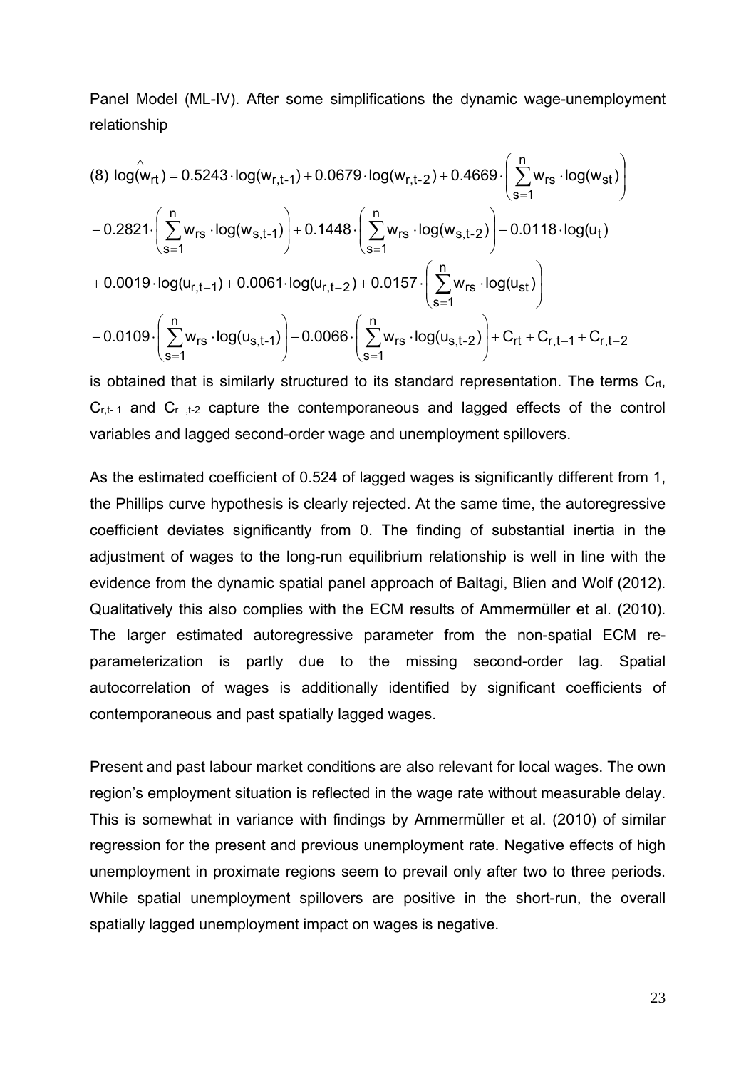Panel Model (ML-IV). After some simplifications the dynamic wage-unemployment relationship

$$
\begin{aligned}
(8)\ \log(\hat{w}_{rt}) &= 0.5243 \cdot \log(w_{r,t\text{-}1}) + 0.0679 \cdot \log(w_{r,t\text{-}2}) + 0.4669 \cdot \left( \sum_{s=1}^{n} w_{rs} \cdot \log(w_{st}) \right) \\
&- 0.2821 \cdot \left( \sum_{s=1}^{n} w_{rs} \cdot \log(w_{s,t\text{-}1}) \right) + 0.1448 \cdot \left( \sum_{s=1}^{n} w_{rs} \cdot \log(w_{s,t\text{-}2}) \right) - 0.0118 \cdot \log(u_t) \\
&+ 0.0019 \cdot \log(u_{r,t-1}) + 0.0061 \cdot \log(u_{r,t-2}) + 0.0157 \cdot \left( \sum_{s=1}^{n} w_{rs} \cdot \log(u_{st}) \right) \\
&- 0.0109 \cdot \left( \sum_{s=1}^{n} w_{rs} \cdot \log(u_{s,t\text{-}1}) \right) - 0.0066 \cdot \left( \sum_{s=1}^{n} w_{rs} \cdot \log(u_{s,t\text{-}2}) \right) + C_{rt} + C_{r,t-1} + C_{r,t-2}
\end{aligned}
$$

is obtained that is similarly structured to its standard representation. The terms $C_{rt}$, $C_{r,t\text{-}1}$ and $C_{r,t\text{-}2}$ capture the contemporaneous and lagged effects of the control variables and lagged second-order wage and unemployment spillovers.

As the estimated coefficient of 0.524 of lagged wages is significantly different from 1, the Phillips curve hypothesis is clearly rejected. At the same time, the autoregressive coefficient deviates significantly from 0. The finding of substantial inertia in the adjustment of wages to the long-run equilibrium relationship is well in line with the evidence from the dynamic spatial panel approach of Baltagi, Blien and Wolf (2012). Qualitatively this also complies with the ECM results of Ammermüller et al. (2010). The larger estimated autoregressive parameter from the non-spatial ECM re-parameterization is partly due to the missing second-order lag. Spatial autocorrelation of wages is additionally identified by significant coefficients of contemporaneous and past spatially lagged wages.

Present and past labour market conditions are also relevant for local wages. The own region's employment situation is reflected in the wage rate without measurable delay. This is somewhat in variance with findings by Ammermüller et al. (2010) of similar regression for the present and previous unemployment rate. Negative effects of high unemployment in proximate regions seem to prevail only after two to three periods. While spatial unemployment spillovers are positive in the short-run, the overall spatially lagged unemployment impact on wages is negative.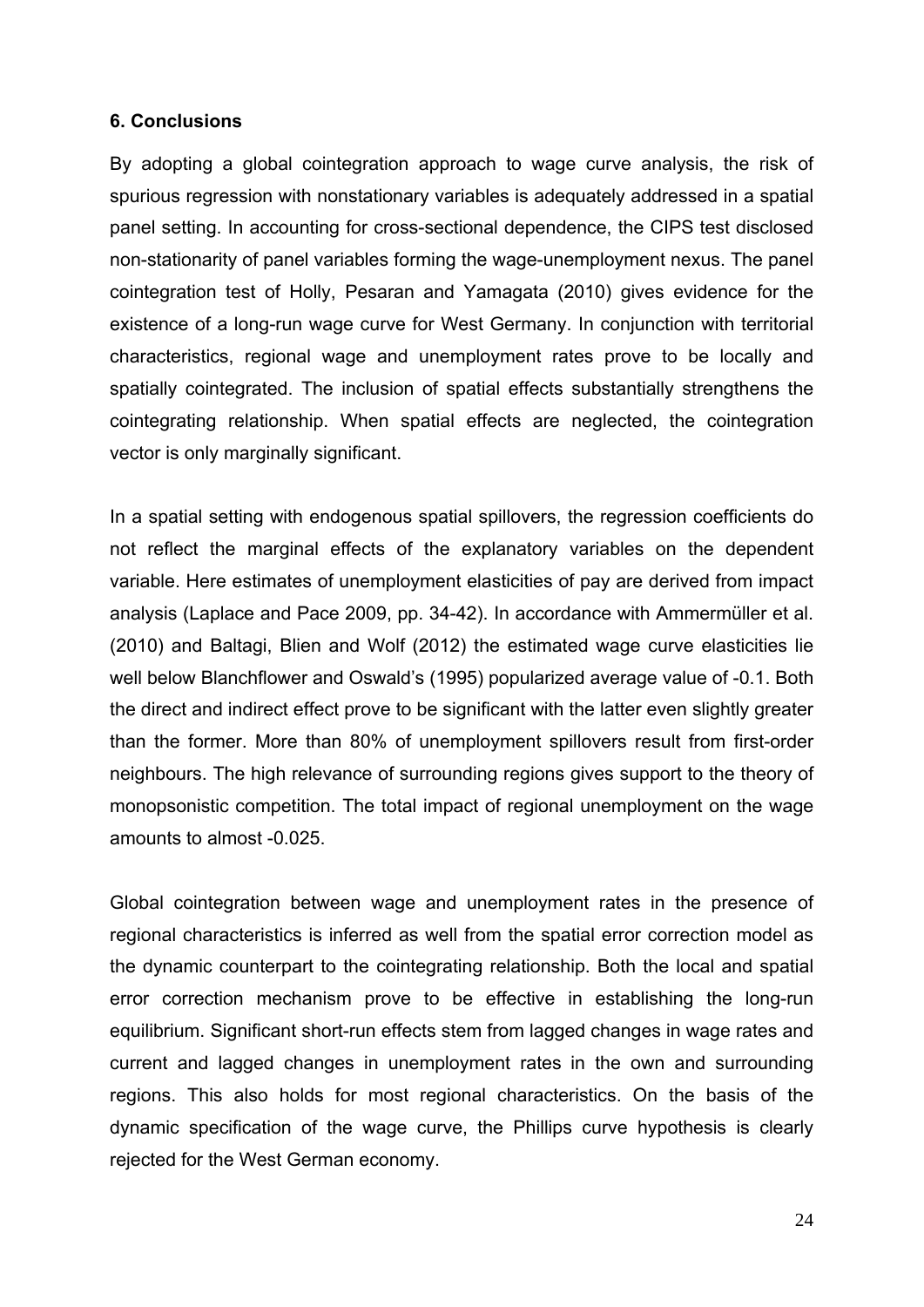### 6. Conclusions

By adopting a global cointegration approach to wage curve analysis, the risk of spurious regression with nonstationary variables is adequately addressed in a spatial panel setting. In accounting for cross-sectional dependence, the CIPS test disclosed non-stationarity of panel variables forming the wage-unemployment nexus. The panel cointegration test of Holly, Pesaran and Yamagata (2010) gives evidence for the existence of a long-run wage curve for West Germany. In conjunction with territorial characteristics, regional wage and unemployment rates prove to be locally and spatially cointegrated. The inclusion of spatial effects substantially strengthens the cointegrating relationship. When spatial effects are neglected, the cointegration vector is only marginally significant.

In a spatial setting with endogenous spatial spillovers, the regression coefficients do not reflect the marginal effects of the explanatory variables on the dependent variable. Here estimates of unemployment elasticities of pay are derived from impact analysis (Laplace and Pace 2009, pp. 34-42). In accordance with Ammermüller et al. (2010) and Baltagi, Blien and Wolf (2012) the estimated wage curve elasticities lie well below Blanchflower and Oswald's (1995) popularized average value of -0.1. Both the direct and indirect effect prove to be significant with the latter even slightly greater than the former. More than 80% of unemployment spillovers result from first-order neighbours. The high relevance of surrounding regions gives support to the theory of monopsonistic competition. The total impact of regional unemployment on the wage amounts to almost -0.025.

Global cointegration between wage and unemployment rates in the presence of regional characteristics is inferred as well from the spatial error correction model as the dynamic counterpart to the cointegrating relationship. Both the local and spatial error correction mechanism prove to be effective in establishing the long-run equilibrium. Significant short-run effects stem from lagged changes in wage rates and current and lagged changes in unemployment rates in the own and surrounding regions. This also holds for most regional characteristics. On the basis of the dynamic specification of the wage curve, the Phillips curve hypothesis is clearly rejected for the West German economy.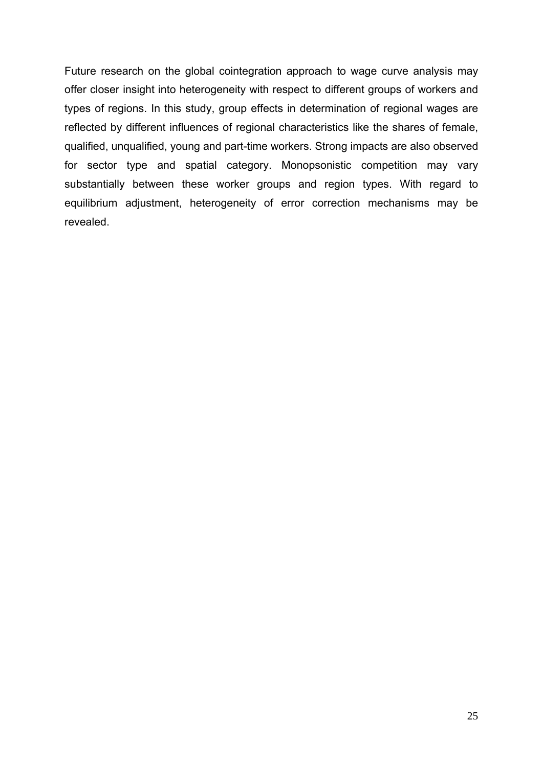Future research on the global cointegration approach to wage curve analysis may offer closer insight into heterogeneity with respect to different groups of workers and types of regions. In this study, group effects in determination of regional wages are reflected by different influences of regional characteristics like the shares of female, qualified, unqualified, young and part-time workers. Strong impacts are also observed for sector type and spatial category. Monopsonistic competition may vary substantially between these worker groups and region types. With regard to equilibrium adjustment, heterogeneity of error correction mechanisms may be revealed.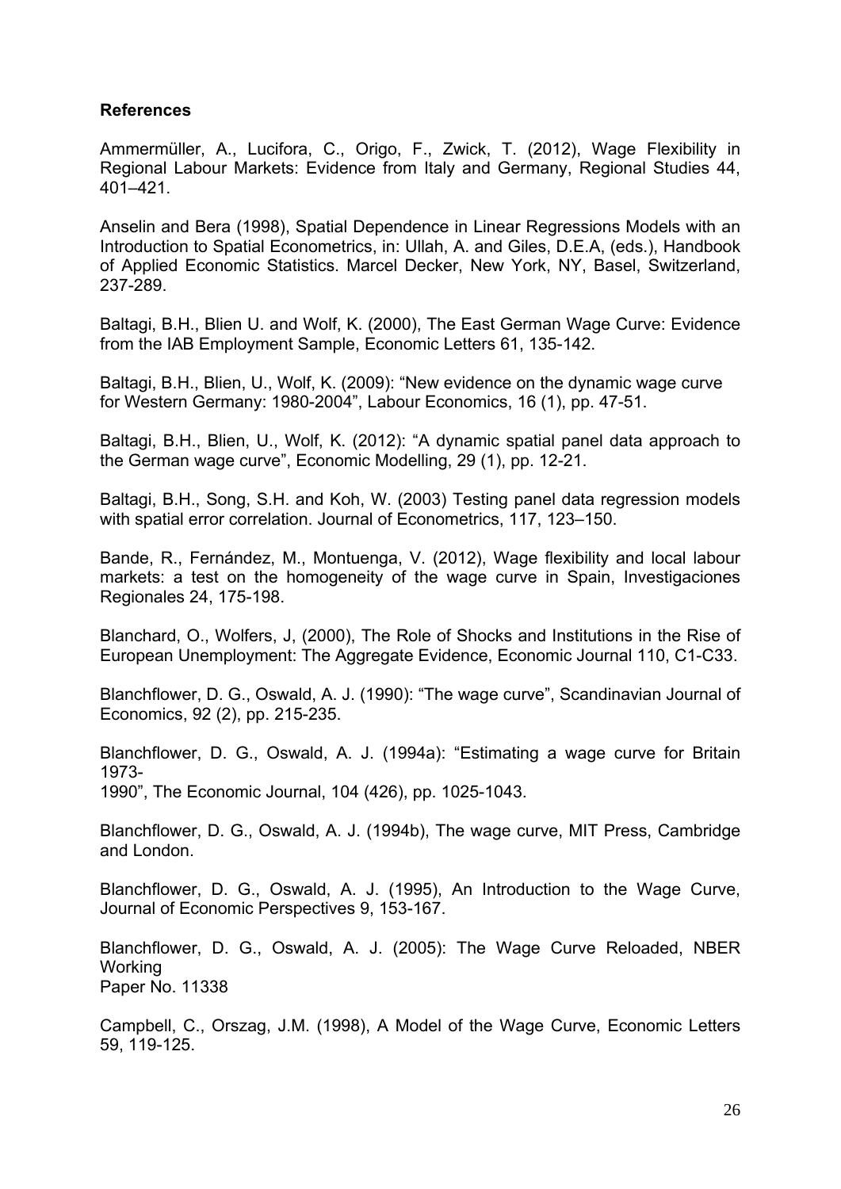**References**

Ammermüller, A., Lucifora, C., Origo, F., Zwick, T. (2012), Wage Flexibility in Regional Labour Markets: Evidence from Italy and Germany, Regional Studies 44, 401–421.

Anselin and Bera (1998), Spatial Dependence in Linear Regressions Models with an Introduction to Spatial Econometrics, in: Ullah, A. and Giles, D.E.A, (eds.), Handbook of Applied Economic Statistics. Marcel Decker, New York, NY, Basel, Switzerland, 237-289.

Baltagi, B.H., Blien U. and Wolf, K. (2000), The East German Wage Curve: Evidence from the IAB Employment Sample, Economic Letters 61, 135-142.

Baltagi, B.H., Blien, U., Wolf, K. (2009): "New evidence on the dynamic wage curve for Western Germany: 1980-2004", Labour Economics, 16 (1), pp. 47-51.

Baltagi, B.H., Blien, U., Wolf, K. (2012): "A dynamic spatial panel data approach to the German wage curve", Economic Modelling, 29 (1), pp. 12-21.

Baltagi, B.H., Song, S.H. and Koh, W. (2003) Testing panel data regression models with spatial error correlation. Journal of Econometrics, 117, 123–150.

Bande, R., Fernández, M., Montuenga, V. (2012), Wage flexibility and local labour markets: a test on the homogeneity of the wage curve in Spain, Investigaciones Regionales 24, 175-198.

Blanchard, O., Wolfers, J, (2000), The Role of Shocks and Institutions in the Rise of European Unemployment: The Aggregate Evidence, Economic Journal 110, C1-C33.

Blanchflower, D. G., Oswald, A. J. (1990): "The wage curve", Scandinavian Journal of Economics, 92 (2), pp. 215-235.

Blanchflower, D. G., Oswald, A. J. (1994a): "Estimating a wage curve for Britain 1973-
1990", The Economic Journal, 104 (426), pp. 1025-1043.

Blanchflower, D. G., Oswald, A. J. (1994b), The wage curve, MIT Press, Cambridge and London.

Blanchflower, D. G., Oswald, A. J. (1995), An Introduction to the Wage Curve, Journal of Economic Perspectives 9, 153-167.

Blanchflower, D. G., Oswald, A. J. (2005): The Wage Curve Reloaded, NBER Working
Paper No. 11338

Campbell, C., Orszag, J.M. (1998), A Model of the Wage Curve, Economic Letters 59, 119-125.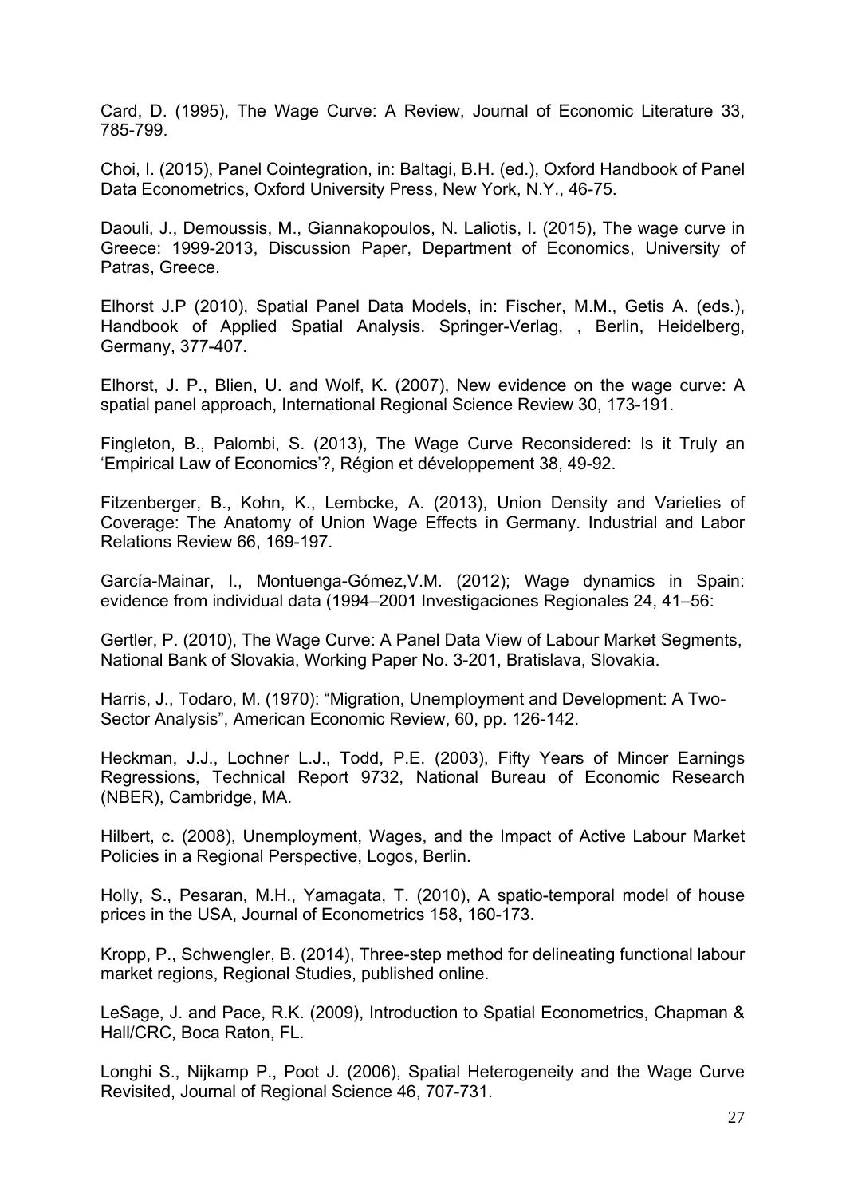Card, D. (1995), The Wage Curve: A Review, Journal of Economic Literature 33, 785-799.

Choi, I. (2015), Panel Cointegration, in: Baltagi, B.H. (ed.), Oxford Handbook of Panel Data Econometrics, Oxford University Press, New York, N.Y., 46-75.

Daouli, J., Demoussis, M., Giannakopoulos, N. Laliotis, I. (2015), The wage curve in Greece: 1999-2013, Discussion Paper, Department of Economics, University of Patras, Greece.

Elhorst J.P (2010), Spatial Panel Data Models, in: Fischer, M.M., Getis A. (eds.), Handbook of Applied Spatial Analysis. Springer-Verlag, , Berlin, Heidelberg, Germany, 377-407.

Elhorst, J. P., Blien, U. and Wolf, K. (2007), New evidence on the wage curve: A spatial panel approach, International Regional Science Review 30, 173-191.

Fingleton, B., Palombi, S. (2013), The Wage Curve Reconsidered: Is it Truly an 'Empirical Law of Economics'?, Région et développement 38, 49-92.

Fitzenberger, B., Kohn, K., Lembcke, A. (2013), Union Density and Varieties of Coverage: The Anatomy of Union Wage Effects in Germany. Industrial and Labor Relations Review 66, 169-197.

García-Mainar, I., Montuenga-Gómez,V.M. (2012); Wage dynamics in Spain: evidence from individual data (1994–2001 Investigaciones Regionales 24, 41–56:

Gertler, P. (2010), The Wage Curve: A Panel Data View of Labour Market Segments, National Bank of Slovakia, Working Paper No. 3-201, Bratislava, Slovakia.

Harris, J., Todaro, M. (1970): "Migration, Unemployment and Development: A Two-Sector Analysis", American Economic Review, 60, pp. 126-142.

Heckman, J.J., Lochner L.J., Todd, P.E. (2003), Fifty Years of Mincer Earnings Regressions, Technical Report 9732, National Bureau of Economic Research (NBER), Cambridge, MA.

Hilbert, c. (2008), Unemployment, Wages, and the Impact of Active Labour Market Policies in a Regional Perspective, Logos, Berlin.

Holly, S., Pesaran, M.H., Yamagata, T. (2010), A spatio-temporal model of house prices in the USA, Journal of Econometrics 158, 160-173.

Kropp, P., Schwengler, B. (2014), Three-step method for delineating functional labour market regions, Regional Studies, published online.

LeSage, J. and Pace, R.K. (2009), Introduction to Spatial Econometrics, Chapman & Hall/CRC, Boca Raton, FL.

Longhi S., Nijkamp P., Poot J. (2006), Spatial Heterogeneity and the Wage Curve Revisited, Journal of Regional Science 46, 707-731.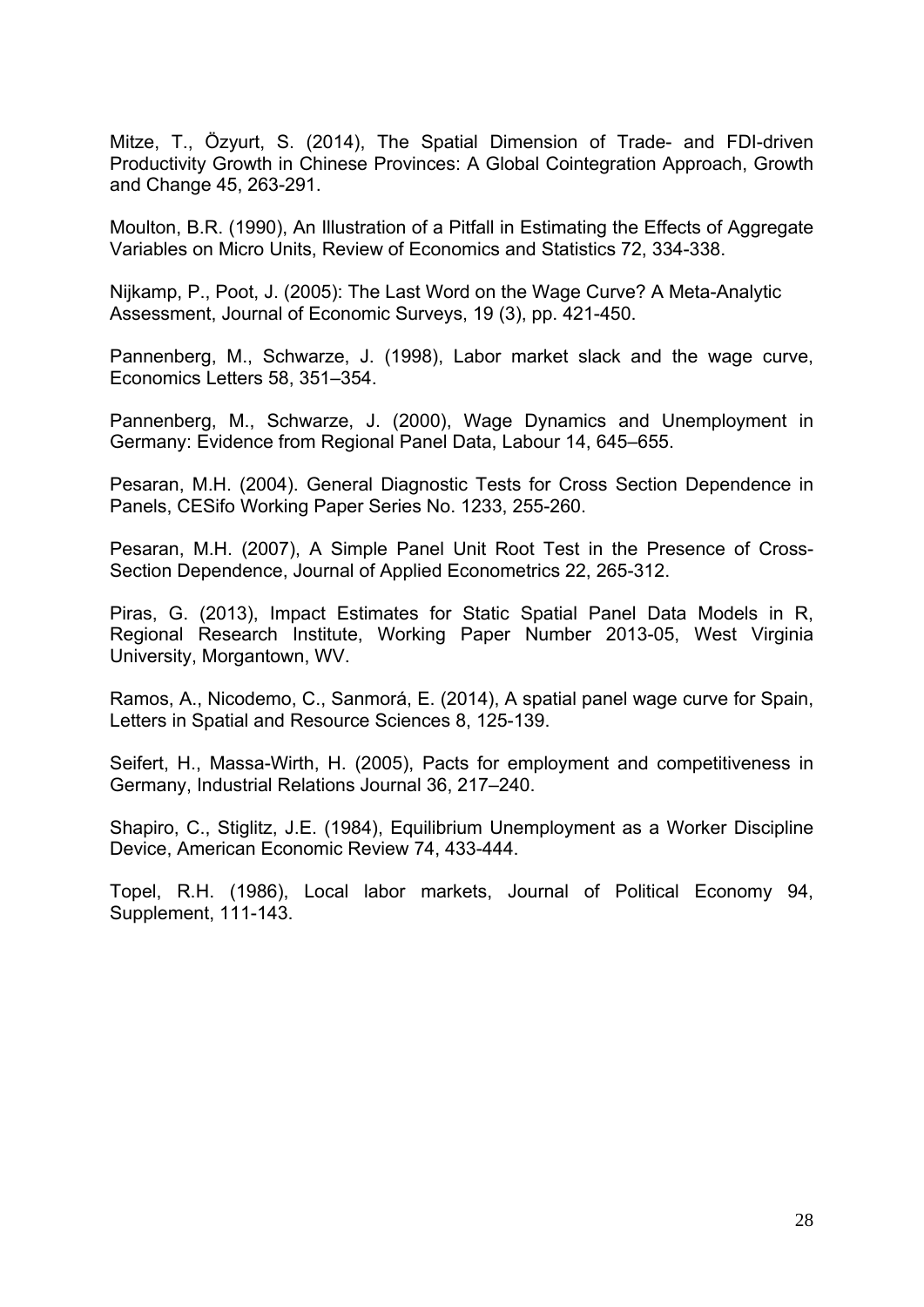Mitze, T., Özyurt, S. (2014), The Spatial Dimension of Trade- and FDI-driven Productivity Growth in Chinese Provinces: A Global Cointegration Approach, Growth and Change 45, 263-291.

Moulton, B.R. (1990), An Illustration of a Pitfall in Estimating the Effects of Aggregate Variables on Micro Units, Review of Economics and Statistics 72, 334-338.

Nijkamp, P., Poot, J. (2005): The Last Word on the Wage Curve? A Meta-Analytic Assessment, Journal of Economic Surveys, 19 (3), pp. 421-450.

Pannenberg, M., Schwarze, J. (1998), Labor market slack and the wage curve, Economics Letters 58, 351–354.

Pannenberg, M., Schwarze, J. (2000), Wage Dynamics and Unemployment in Germany: Evidence from Regional Panel Data, Labour 14, 645–655.

Pesaran, M.H. (2004). General Diagnostic Tests for Cross Section Dependence in Panels, CESifo Working Paper Series No. 1233, 255-260.

Pesaran, M.H. (2007), A Simple Panel Unit Root Test in the Presence of Cross-Section Dependence, Journal of Applied Econometrics 22, 265-312.

Piras, G. (2013), Impact Estimates for Static Spatial Panel Data Models in R, Regional Research Institute, Working Paper Number 2013-05, West Virginia University, Morgantown, WV.

Ramos, A., Nicodemo, C., Sanmorá, E. (2014), A spatial panel wage curve for Spain, Letters in Spatial and Resource Sciences 8, 125-139.

Seifert, H., Massa-Wirth, H. (2005), Pacts for employment and competitiveness in Germany, Industrial Relations Journal 36, 217–240.

Shapiro, C., Stiglitz, J.E. (1984), Equilibrium Unemployment as a Worker Discipline Device, American Economic Review 74, 433-444.

Topel, R.H. (1986), Local labor markets, Journal of Political Economy 94, Supplement, 111-143.